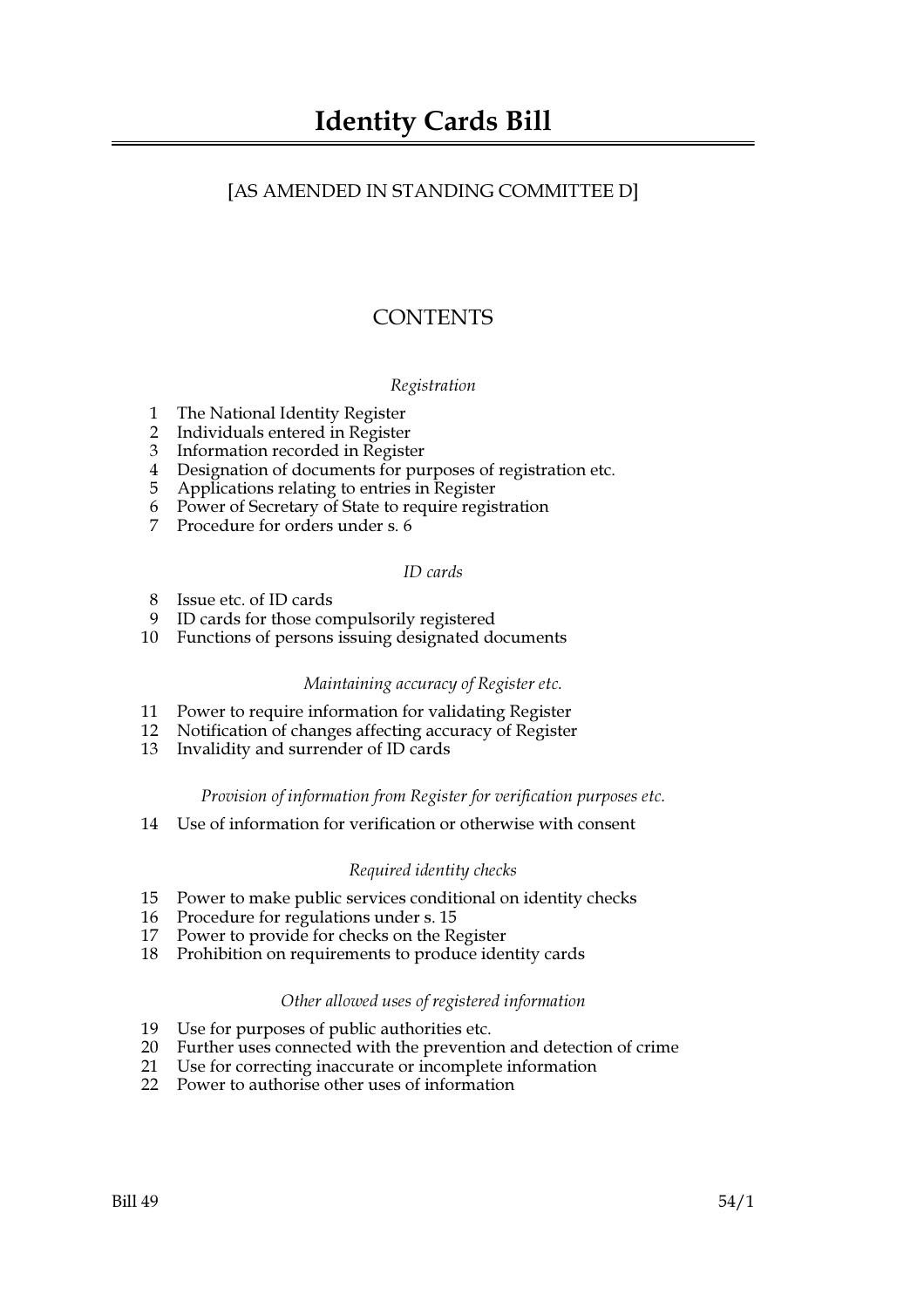# Identity Cards Bill

[AS AMENDED IN STANDING COMMITTEE D]

## CONTENTS

*Registration*

1 The National Identity Register
2 Individuals entered in Register
3 Information recorded in Register
4 Designation of documents for purposes of registration etc.
5 Applications relating to entries in Register
6 Power of Secretary of State to require registration
7 Procedure for orders under s. 6

*ID cards*

8 Issue etc. of ID cards
9 ID cards for those compulsorily registered
10 Functions of persons issuing designated documents

*Maintaining accuracy of Register etc.*

11 Power to require information for validating Register
12 Notification of changes affecting accuracy of Register
13 Invalidity and surrender of ID cards

*Provision of information from Register for verification purposes etc.*

14 Use of information for verification or otherwise with consent

*Required identity checks*

15 Power to make public services conditional on identity checks
16 Procedure for regulations under s. 15
17 Power to provide for checks on the Register
18 Prohibition on requirements to produce identity cards

*Other allowed uses of registered information*

19 Use for purposes of public authorities etc.
20 Further uses connected with the prevention and detection of crime
21 Use for correcting inaccurate or incomplete information
22 Power to authorise other uses of information

Bill 49 54/1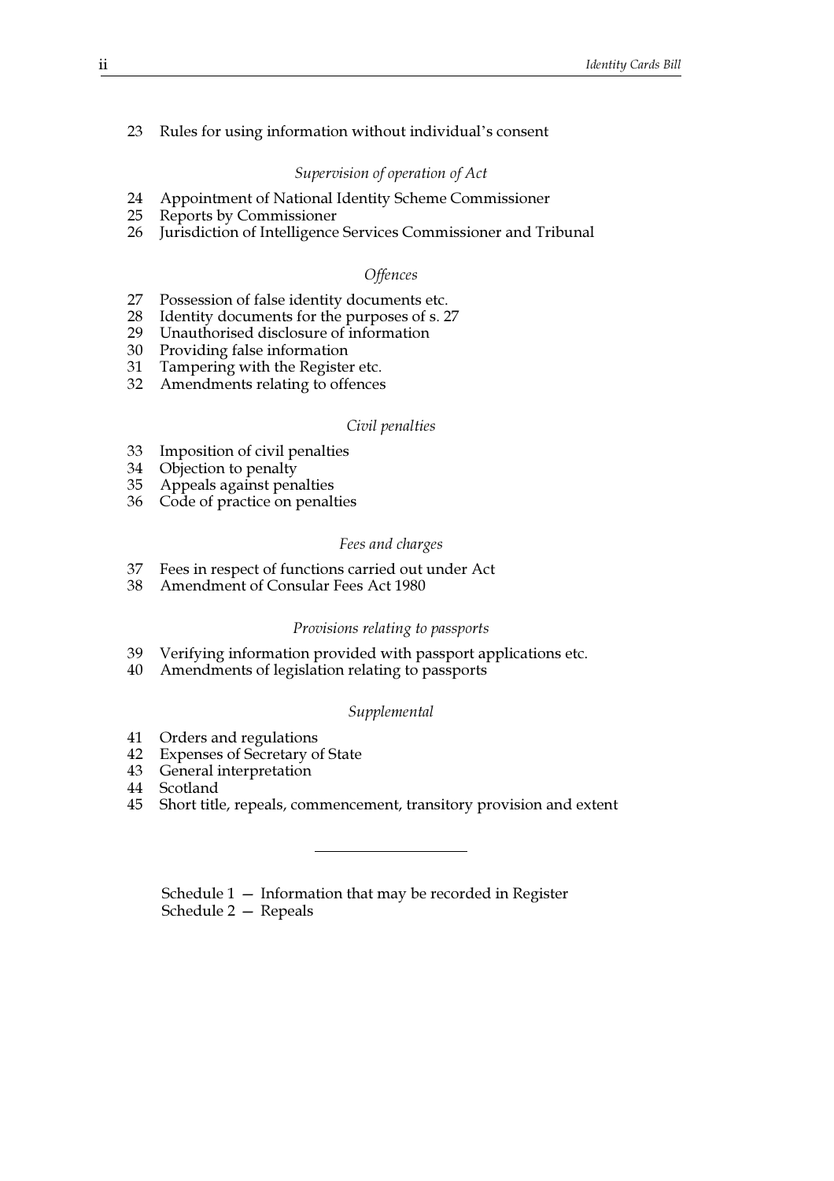23 Rules for using information without individual's consent

*Supervision of operation of Act*

24 Appointment of National Identity Scheme Commissioner
25 Reports by Commissioner
26 Jurisdiction of Intelligence Services Commissioner and Tribunal

*Offences*

27 Possession of false identity documents etc.
28 Identity documents for the purposes of s. 27
29 Unauthorised disclosure of information
30 Providing false information
31 Tampering with the Register etc.
32 Amendments relating to offences

*Civil penalties*

33 Imposition of civil penalties
34 Objection to penalty
35 Appeals against penalties
36 Code of practice on penalties

*Fees and charges*

37 Fees in respect of functions carried out under Act
38 Amendment of Consular Fees Act 1980

*Provisions relating to passports*

39 Verifying information provided with passport applications etc.
40 Amendments of legislation relating to passports

*Supplemental*

41 Orders and regulations
42 Expenses of Secretary of State
43 General interpretation
44 Scotland
45 Short title, repeals, commencement, transitory provision and extent

---

Schedule 1 — Information that may be recorded in Register
Schedule 2 — Repeals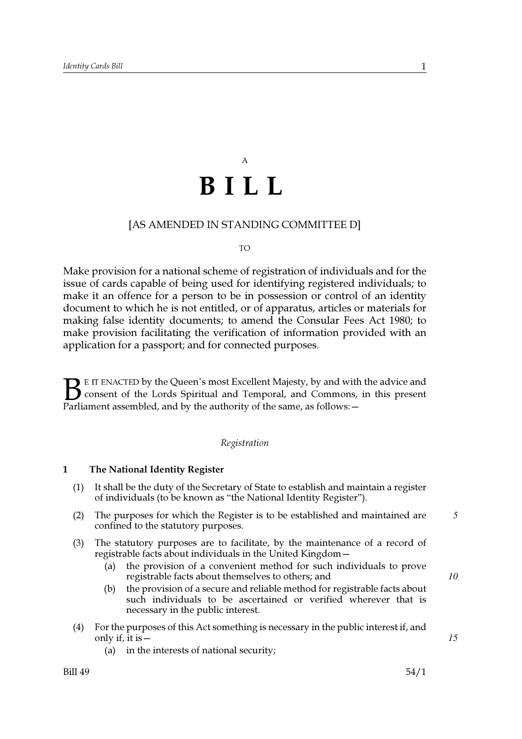A

# BILL

[AS AMENDED IN STANDING COMMITTEE D]

TO

Make provision for a national scheme of registration of individuals and for the issue of cards capable of being used for identifying registered individuals; to make it an offence for a person to be in possession or control of an identity document to which he is not entitled, or of apparatus, articles or materials for making false identity documents; to amend the Consular Fees Act 1980; to make provision facilitating the verification of information provided with an application for a passport; and for connected purposes.

BE IT ENACTED by the Queen's most Excellent Majesty, by and with the advice and consent of the Lords Spiritual and Temporal, and Commons, in this present Parliament assembled, and by the authority of the same, as follows:—

*Registration*

### 1 The National Identity Register

(1) It shall be the duty of the Secretary of State to establish and maintain a register of individuals (to be known as "the National Identity Register").

(2) The purposes for which the Register is to be established and maintained are confined to the statutory purposes.

(3) The statutory purposes are to facilitate, by the maintenance of a record of registrable facts about individuals in the United Kingdom—

- (a) the provision of a convenient method for such individuals to prove registrable facts about themselves to others; and
- (b) the provision of a secure and reliable method for registrable facts about such individuals to be ascertained or verified wherever that is necessary in the public interest.

(4) For the purposes of this Act something is necessary in the public interest if, and only if, it is—

- (a) in the interests of national security;

Bill 49 54/1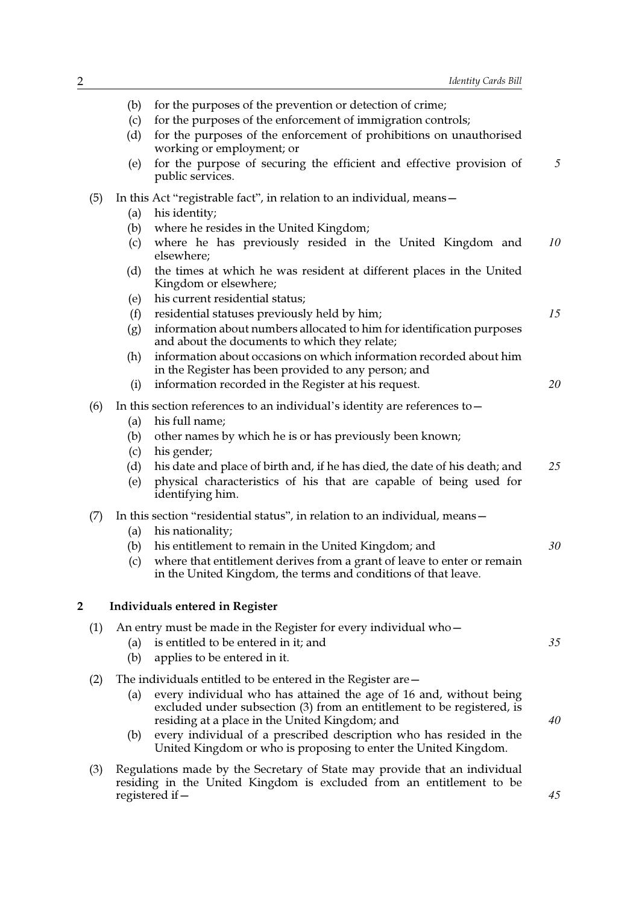(b) for the purposes of the prevention or detection of crime;

(c) for the purposes of the enforcement of immigration controls;

(d) for the purposes of the enforcement of prohibitions on unauthorised working or employment; or

(e) for the purpose of securing the efficient and effective provision of public services.

(5) In this Act "registrable fact", in relation to an individual, means—

(a) his identity;

(b) where he resides in the United Kingdom;

(c) where he has previously resided in the United Kingdom and elsewhere;

(d) the times at which he was resident at different places in the United Kingdom or elsewhere;

(e) his current residential status;

(f) residential statuses previously held by him;

(g) information about numbers allocated to him for identification purposes and about the documents to which they relate;

(h) information about occasions on which information recorded about him in the Register has been provided to any person; and

(i) information recorded in the Register at his request.

(6) In this section references to an individual's identity are references to—

(a) his full name;

(b) other names by which he is or has previously been known;

(c) his gender;

(d) his date and place of birth and, if he has died, the date of his death; and

(e) physical characteristics of his that are capable of being used for identifying him.

(7) In this section "residential status", in relation to an individual, means—

(a) his nationality;

(b) his entitlement to remain in the United Kingdom; and

(c) where that entitlement derives from a grant of leave to enter or remain in the United Kingdom, the terms and conditions of that leave.

## 2 Individuals entered in Register

(1) An entry must be made in the Register for every individual who—

(a) is entitled to be entered in it; and

(b) applies to be entered in it.

(2) The individuals entitled to be entered in the Register are—

(a) every individual who has attained the age of 16 and, without being excluded under subsection (3) from an entitlement to be registered, is residing at a place in the United Kingdom; and

(b) every individual of a prescribed description who has resided in the United Kingdom or who is proposing to enter the United Kingdom.

(3) Regulations made by the Secretary of State may provide that an individual residing in the United Kingdom is excluded from an entitlement to be registered if—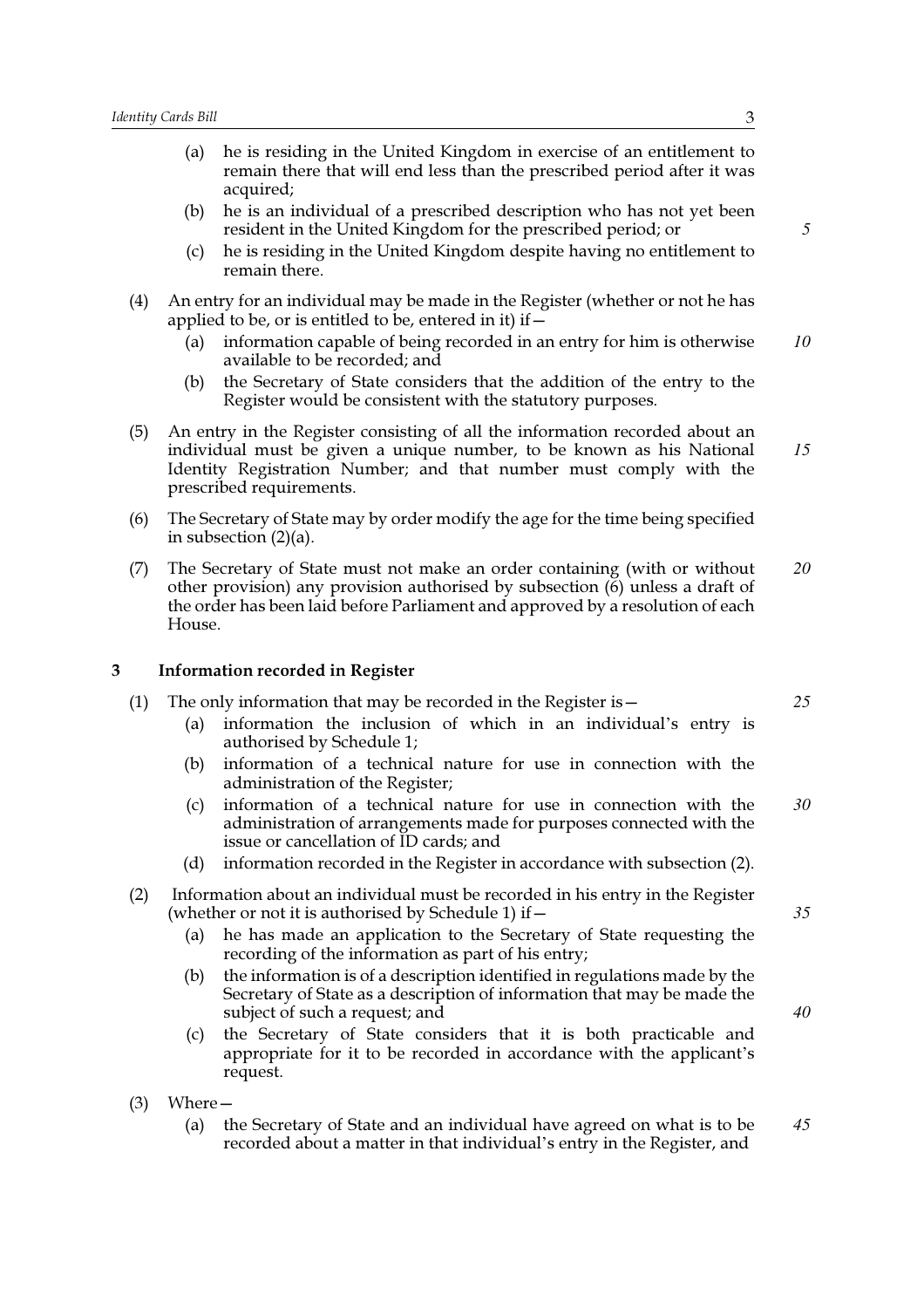(a) he is residing in the United Kingdom in exercise of an entitlement to remain there that will end less than the prescribed period after it was acquired;

(b) he is an individual of a prescribed description who has not yet been resident in the United Kingdom for the prescribed period; or

(c) he is residing in the United Kingdom despite having no entitlement to remain there.

(4) An entry for an individual may be made in the Register (whether or not he has applied to be, or is entitled to be, entered in it) if—

(a) information capable of being recorded in an entry for him is otherwise available to be recorded; and

(b) the Secretary of State considers that the addition of the entry to the Register would be consistent with the statutory purposes.

(5) An entry in the Register consisting of all the information recorded about an individual must be given a unique number, to be known as his National Identity Registration Number; and that number must comply with the prescribed requirements.

(6) The Secretary of State may by order modify the age for the time being specified in subsection (2)(a).

(7) The Secretary of State must not make an order containing (with or without other provision) any provision authorised by subsection (6) unless a draft of the order has been laid before Parliament and approved by a resolution of each House.

## 3 Information recorded in Register

(1) The only information that may be recorded in the Register is—

(a) information the inclusion of which in an individual's entry is authorised by Schedule 1;

(b) information of a technical nature for use in connection with the administration of the Register;

(c) information of a technical nature for use in connection with the administration of arrangements made for purposes connected with the issue or cancellation of ID cards; and

(d) information recorded in the Register in accordance with subsection (2).

(2) Information about an individual must be recorded in his entry in the Register (whether or not it is authorised by Schedule 1) if—

(a) he has made an application to the Secretary of State requesting the recording of the information as part of his entry;

(b) the information is of a description identified in regulations made by the Secretary of State as a description of information that may be made the subject of such a request; and

(c) the Secretary of State considers that it is both practicable and appropriate for it to be recorded in accordance with the applicant's request.

(3) Where—

(a) the Secretary of State and an individual have agreed on what is to be recorded about a matter in that individual's entry in the Register, and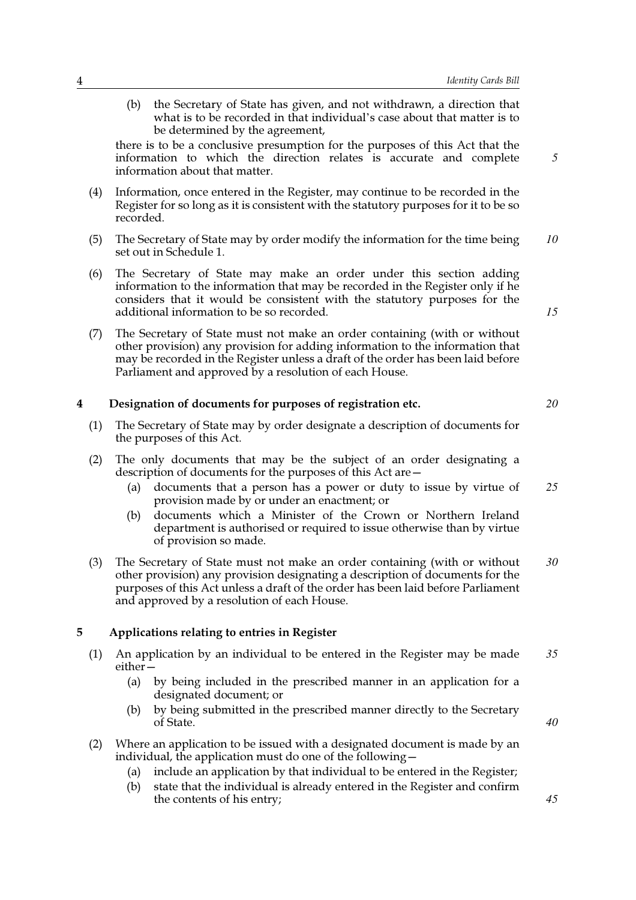(b) the Secretary of State has given, and not withdrawn, a direction that what is to be recorded in that individual's case about that matter is to be determined by the agreement,

there is to be a conclusive presumption for the purposes of this Act that the information to which the direction relates is accurate and complete information about that matter.

(4) Information, once entered in the Register, may continue to be recorded in the Register for so long as it is consistent with the statutory purposes for it to be so recorded.

(5) The Secretary of State may by order modify the information for the time being set out in Schedule 1.

(6) The Secretary of State may make an order under this section adding information to the information that may be recorded in the Register only if he considers that it would be consistent with the statutory purposes for the additional information to be so recorded.

(7) The Secretary of State must not make an order containing (with or without other provision) any provision for adding information to the information that may be recorded in the Register unless a draft of the order has been laid before Parliament and approved by a resolution of each House.

### 4 Designation of documents for purposes of registration etc.

(1) The Secretary of State may by order designate a description of documents for the purposes of this Act.

(2) The only documents that may be the subject of an order designating a description of documents for the purposes of this Act are—

- (a) documents that a person has a power or duty to issue by virtue of provision made by or under an enactment; or
- (b) documents which a Minister of the Crown or Northern Ireland department is authorised or required to issue otherwise than by virtue of provision so made.

(3) The Secretary of State must not make an order containing (with or without other provision) any provision designating a description of documents for the purposes of this Act unless a draft of the order has been laid before Parliament and approved by a resolution of each House.

### 5 Applications relating to entries in Register

(1) An application by an individual to be entered in the Register may be made either—

- (a) by being included in the prescribed manner in an application for a designated document; or
- (b) by being submitted in the prescribed manner directly to the Secretary of State.

(2) Where an application to be issued with a designated document is made by an individual, the application must do one of the following—

- (a) include an application by that individual to be entered in the Register;
- (b) state that the individual is already entered in the Register and confirm the contents of his entry;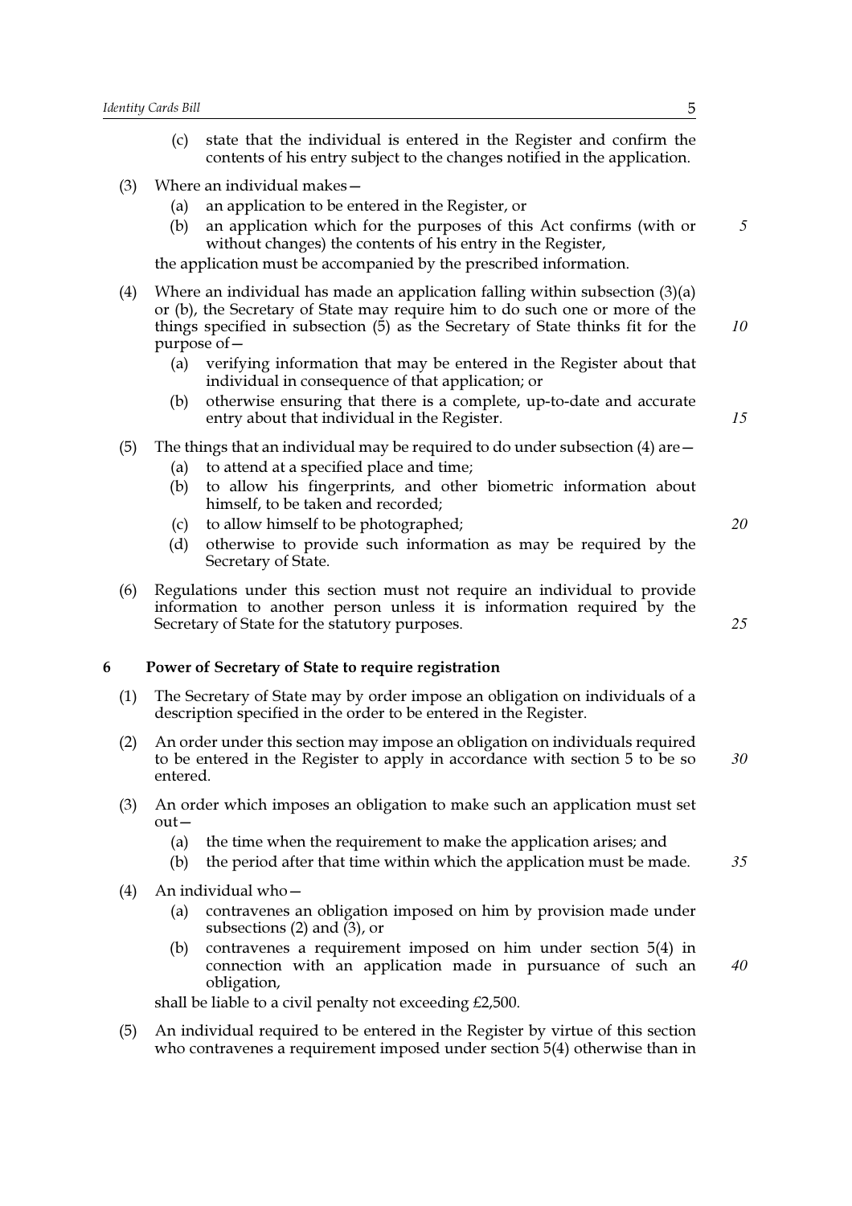(c) state that the individual is entered in the Register and confirm the contents of his entry subject to the changes notified in the application.

(3) Where an individual makes—

(a) an application to be entered in the Register, or

(b) an application which for the purposes of this Act confirms (with or without changes) the contents of his entry in the Register,

the application must be accompanied by the prescribed information.

(4) Where an individual has made an application falling within subsection (3)(a) or (b), the Secretary of State may require him to do such one or more of the things specified in subsection (5) as the Secretary of State thinks fit for the purpose of—

(a) verifying information that may be entered in the Register about that individual in consequence of that application; or

(b) otherwise ensuring that there is a complete, up-to-date and accurate entry about that individual in the Register.

(5) The things that an individual may be required to do under subsection (4) are—

(a) to attend at a specified place and time;

(b) to allow his fingerprints, and other biometric information about himself, to be taken and recorded;

(c) to allow himself to be photographed;

(d) otherwise to provide such information as may be required by the Secretary of State.

(6) Regulations under this section must not require an individual to provide information to another person unless it is information required by the Secretary of State for the statutory purposes.

## 6 Power of Secretary of State to require registration

(1) The Secretary of State may by order impose an obligation on individuals of a description specified in the order to be entered in the Register.

(2) An order under this section may impose an obligation on individuals required to be entered in the Register to apply in accordance with section 5 to be so entered.

(3) An order which imposes an obligation to make such an application must set out—

(a) the time when the requirement to make the application arises; and

(b) the period after that time within which the application must be made.

(4) An individual who—

(a) contravenes an obligation imposed on him by provision made under subsections (2) and (3), or

(b) contravenes a requirement imposed on him under section 5(4) in connection with an application made in pursuance of such an obligation,

shall be liable to a civil penalty not exceeding £2,500.

(5) An individual required to be entered in the Register by virtue of this section who contravenes a requirement imposed under section 5(4) otherwise than in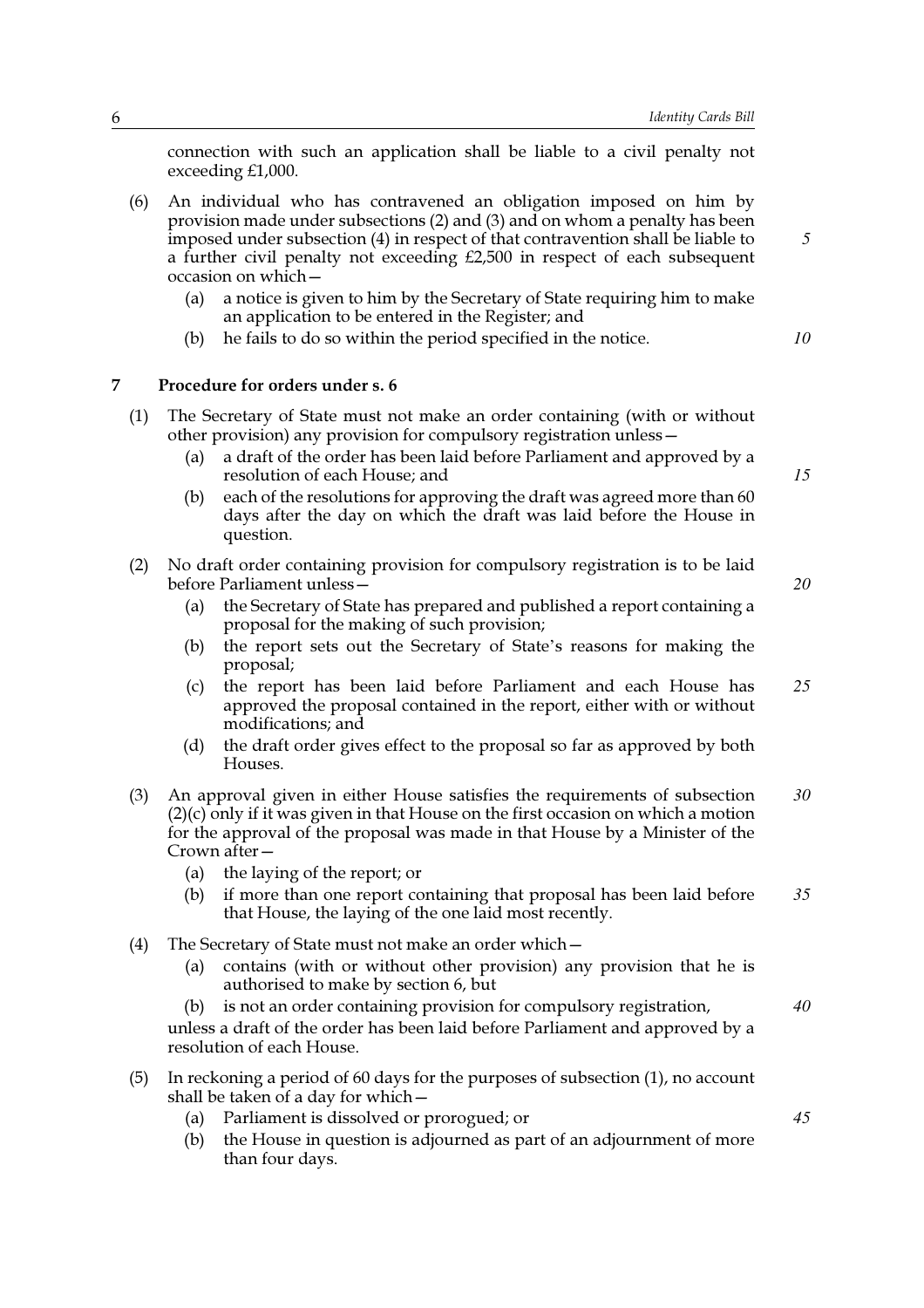connection with such an application shall be liable to a civil penalty not exceeding £1,000.

(6) An individual who has contravened an obligation imposed on him by provision made under subsections (2) and (3) and on whom a penalty has been imposed under subsection (4) in respect of that contravention shall be liable to a further civil penalty not exceeding £2,500 in respect of each subsequent occasion on which—

(a) a notice is given to him by the Secretary of State requiring him to make an application to be entered in the Register; and

(b) he fails to do so within the period specified in the notice.

## 7 Procedure for orders under s. 6

(1) The Secretary of State must not make an order containing (with or without other provision) any provision for compulsory registration unless—

(a) a draft of the order has been laid before Parliament and approved by a resolution of each House; and

(b) each of the resolutions for approving the draft was agreed more than 60 days after the day on which the draft was laid before the House in question.

(2) No draft order containing provision for compulsory registration is to be laid before Parliament unless—

(a) the Secretary of State has prepared and published a report containing a proposal for the making of such provision;

(b) the report sets out the Secretary of State's reasons for making the proposal;

(c) the report has been laid before Parliament and each House has approved the proposal contained in the report, either with or without modifications; and

(d) the draft order gives effect to the proposal so far as approved by both Houses.

(3) An approval given in either House satisfies the requirements of subsection (2)(c) only if it was given in that House on the first occasion on which a motion for the approval of the proposal was made in that House by a Minister of the Crown after—

(a) the laying of the report; or

(b) if more than one report containing that proposal has been laid before that House, the laying of the one laid most recently.

(4) The Secretary of State must not make an order which—

(a) contains (with or without other provision) any provision that he is authorised to make by section 6, but

(b) is not an order containing provision for compulsory registration,

unless a draft of the order has been laid before Parliament and approved by a resolution of each House.

(5) In reckoning a period of 60 days for the purposes of subsection (1), no account shall be taken of a day for which—

(a) Parliament is dissolved or prorogued; or

(b) the House in question is adjourned as part of an adjournment of more than four days.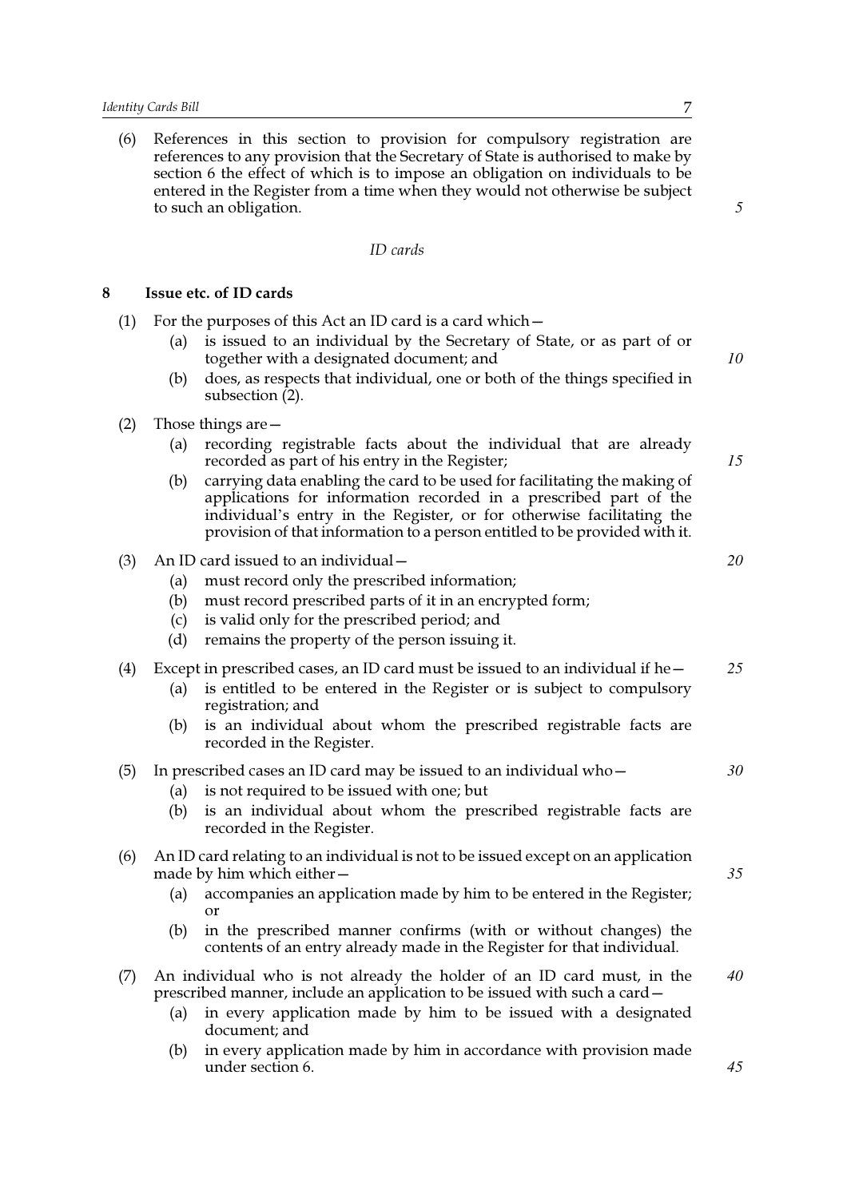(6) References in this section to provision for compulsory registration are references to any provision that the Secretary of State is authorised to make by section 6 the effect of which is to impose an obligation on individuals to be entered in the Register from a time when they would not otherwise be subject to such an obligation.

*ID cards*

## 8 Issue etc. of ID cards

(1) For the purposes of this Act an ID card is a card which—

- (a) is issued to an individual by the Secretary of State, or as part of or together with a designated document; and
- (b) does, as respects that individual, one or both of the things specified in subsection (2).

(2) Those things are—

- (a) recording registrable facts about the individual that are already recorded as part of his entry in the Register;
- (b) carrying data enabling the card to be used for facilitating the making of applications for information recorded in a prescribed part of the individual's entry in the Register, or for otherwise facilitating the provision of that information to a person entitled to be provided with it.

(3) An ID card issued to an individual—

- (a) must record only the prescribed information;
- (b) must record prescribed parts of it in an encrypted form;
- (c) is valid only for the prescribed period; and
- (d) remains the property of the person issuing it.

(4) Except in prescribed cases, an ID card must be issued to an individual if he—

- (a) is entitled to be entered in the Register or is subject to compulsory registration; and
- (b) is an individual about whom the prescribed registrable facts are recorded in the Register.

(5) In prescribed cases an ID card may be issued to an individual who—

- (a) is not required to be issued with one; but
- (b) is an individual about whom the prescribed registrable facts are recorded in the Register.

(6) An ID card relating to an individual is not to be issued except on an application made by him which either—

- (a) accompanies an application made by him to be entered in the Register; or
- (b) in the prescribed manner confirms (with or without changes) the contents of an entry already made in the Register for that individual.

(7) An individual who is not already the holder of an ID card must, in the prescribed manner, include an application to be issued with such a card—

- (a) in every application made by him to be issued with a designated document; and
- (b) in every application made by him in accordance with provision made under section 6.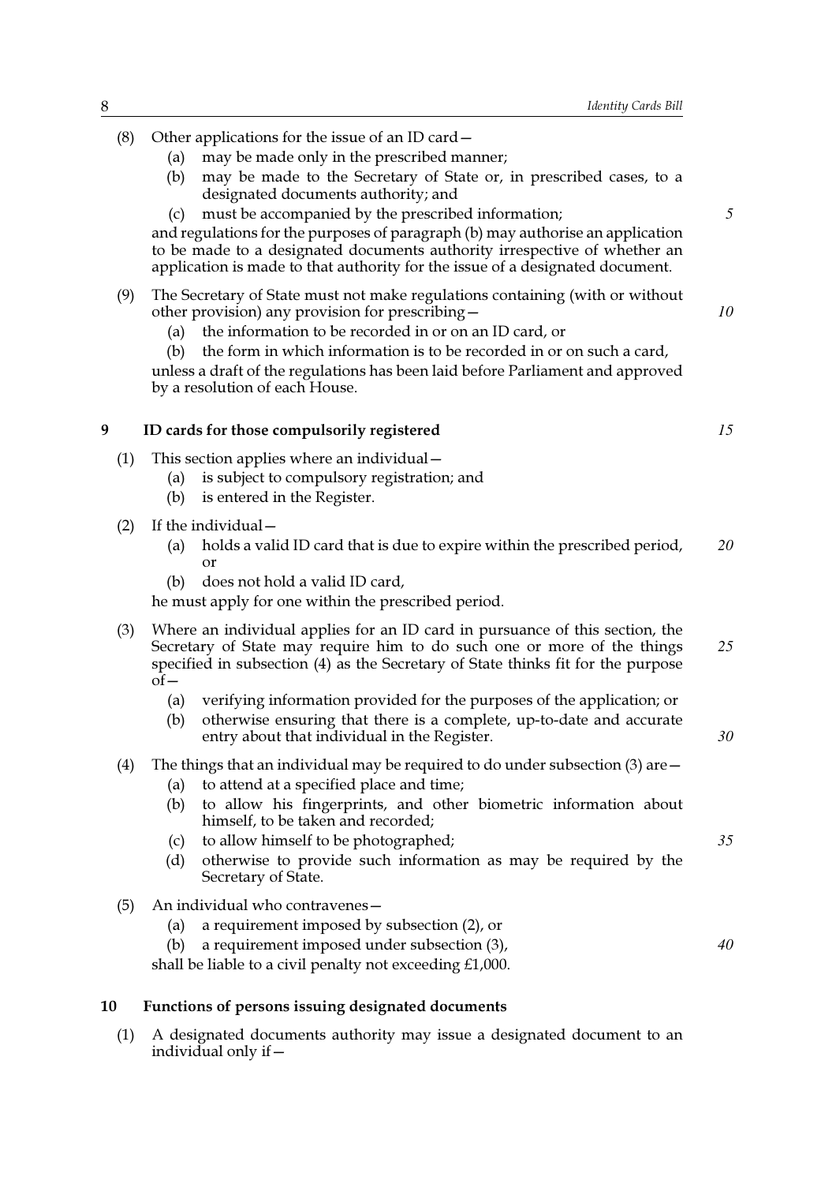(8) Other applications for the issue of an ID card—

   (a) may be made only in the prescribed manner;

   (b) may be made to the Secretary of State or, in prescribed cases, to a designated documents authority; and

   (c) must be accompanied by the prescribed information;

and regulations for the purposes of paragraph (b) may authorise an application to be made to a designated documents authority irrespective of whether an application is made to that authority for the issue of a designated document.

(9) The Secretary of State must not make regulations containing (with or without other provision) any provision for prescribing—

   (a) the information to be recorded in or on an ID card, or

   (b) the form in which information is to be recorded in or on such a card,

unless a draft of the regulations has been laid before Parliament and approved by a resolution of each House.

## 9 ID cards for those compulsorily registered

(1) This section applies where an individual—

   (a) is subject to compulsory registration; and

   (b) is entered in the Register.

(2) If the individual—

   (a) holds a valid ID card that is due to expire within the prescribed period, or

   (b) does not hold a valid ID card,

he must apply for one within the prescribed period.

(3) Where an individual applies for an ID card in pursuance of this section, the Secretary of State may require him to do such one or more of the things specified in subsection (4) as the Secretary of State thinks fit for the purpose of—

   (a) verifying information provided for the purposes of the application; or

   (b) otherwise ensuring that there is a complete, up-to-date and accurate entry about that individual in the Register.

(4) The things that an individual may be required to do under subsection (3) are—

   (a) to attend at a specified place and time;

   (b) to allow his fingerprints, and other biometric information about himself, to be taken and recorded;

   (c) to allow himself to be photographed;

   (d) otherwise to provide such information as may be required by the Secretary of State.

(5) An individual who contravenes—

   (a) a requirement imposed by subsection (2), or

   (b) a requirement imposed under subsection (3),

shall be liable to a civil penalty not exceeding £1,000.

## 10 Functions of persons issuing designated documents

(1) A designated documents authority may issue a designated document to an individual only if—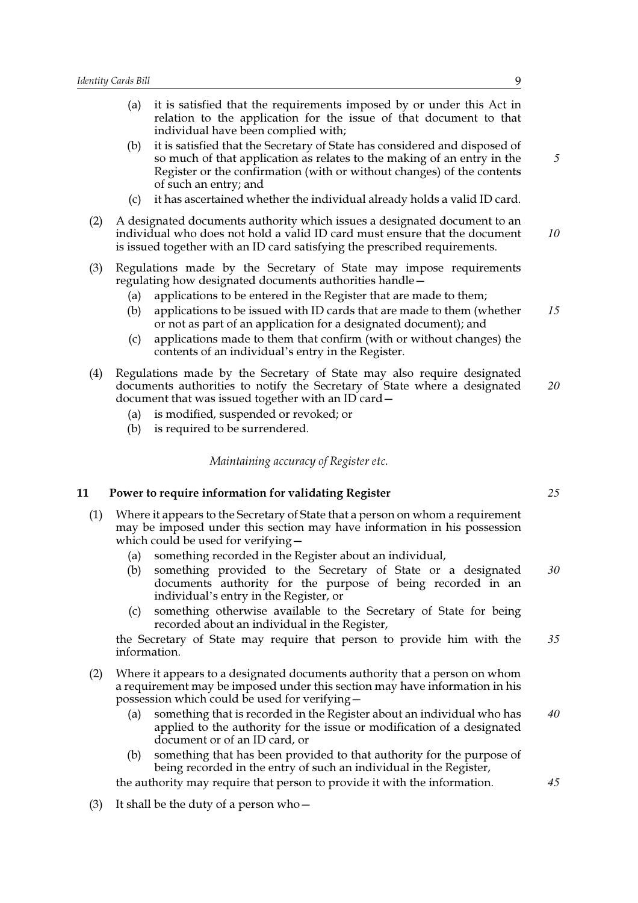(a) it is satisfied that the requirements imposed by or under this Act in relation to the application for the issue of that document to that individual have been complied with;

(b) it is satisfied that the Secretary of State has considered and disposed of so much of that application as relates to the making of an entry in the Register or the confirmation (with or without changes) of the contents of such an entry; and

(c) it has ascertained whether the individual already holds a valid ID card.

(2) A designated documents authority which issues a designated document to an individual who does not hold a valid ID card must ensure that the document is issued together with an ID card satisfying the prescribed requirements.

(3) Regulations made by the Secretary of State may impose requirements regulating how designated documents authorities handle—

(a) applications to be entered in the Register that are made to them;

(b) applications to be issued with ID cards that are made to them (whether or not as part of an application for a designated document); and

(c) applications made to them that confirm (with or without changes) the contents of an individual's entry in the Register.

(4) Regulations made by the Secretary of State may also require designated documents authorities to notify the Secretary of State where a designated document that was issued together with an ID card—

(a) is modified, suspended or revoked; or

(b) is required to be surrendered.

*Maintaining accuracy of Register etc.*

## 11 Power to require information for validating Register

(1) Where it appears to the Secretary of State that a person on whom a requirement may be imposed under this section may have information in his possession which could be used for verifying—

(a) something recorded in the Register about an individual,

(b) something provided to the Secretary of State or a designated documents authority for the purpose of being recorded in an individual's entry in the Register, or

(c) something otherwise available to the Secretary of State for being recorded about an individual in the Register,

the Secretary of State may require that person to provide him with the information.

(2) Where it appears to a designated documents authority that a person on whom a requirement may be imposed under this section may have information in his possession which could be used for verifying—

(a) something that is recorded in the Register about an individual who has applied to the authority for the issue or modification of a designated document or of an ID card, or

(b) something that has been provided to that authority for the purpose of being recorded in the entry of such an individual in the Register,

the authority may require that person to provide it with the information.

(3) It shall be the duty of a person who—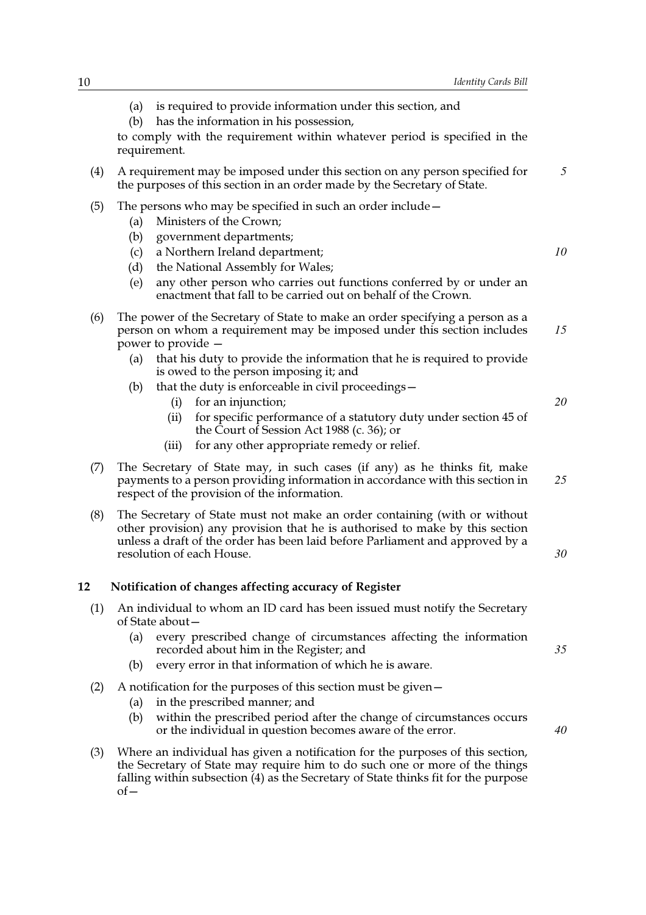(a) is required to provide information under this section, and

(b) has the information in his possession,

to comply with the requirement within whatever period is specified in the requirement.

(4) A requirement may be imposed under this section on any person specified for the purposes of this section in an order made by the Secretary of State.

(5) The persons who may be specified in such an order include—

(a) Ministers of the Crown;

(b) government departments;

(c) a Northern Ireland department;

(d) the National Assembly for Wales;

(e) any other person who carries out functions conferred by or under an enactment that fall to be carried out on behalf of the Crown.

(6) The power of the Secretary of State to make an order specifying a person as a person on whom a requirement may be imposed under this section includes power to provide —

(a) that his duty to provide the information that he is required to provide is owed to the person imposing it; and

(b) that the duty is enforceable in civil proceedings—

(i) for an injunction;

(ii) for specific performance of a statutory duty under section 45 of the Court of Session Act 1988 (c. 36); or

(iii) for any other appropriate remedy or relief.

(7) The Secretary of State may, in such cases (if any) as he thinks fit, make payments to a person providing information in accordance with this section in respect of the provision of the information.

(8) The Secretary of State must not make an order containing (with or without other provision) any provision that he is authorised to make by this section unless a draft of the order has been laid before Parliament and approved by a resolution of each House.

## 12 Notification of changes affecting accuracy of Register

(1) An individual to whom an ID card has been issued must notify the Secretary of State about—

(a) every prescribed change of circumstances affecting the information recorded about him in the Register; and

(b) every error in that information of which he is aware.

(2) A notification for the purposes of this section must be given—

(a) in the prescribed manner; and

(b) within the prescribed period after the change of circumstances occurs or the individual in question becomes aware of the error.

(3) Where an individual has given a notification for the purposes of this section, the Secretary of State may require him to do such one or more of the things falling within subsection (4) as the Secretary of State thinks fit for the purpose of—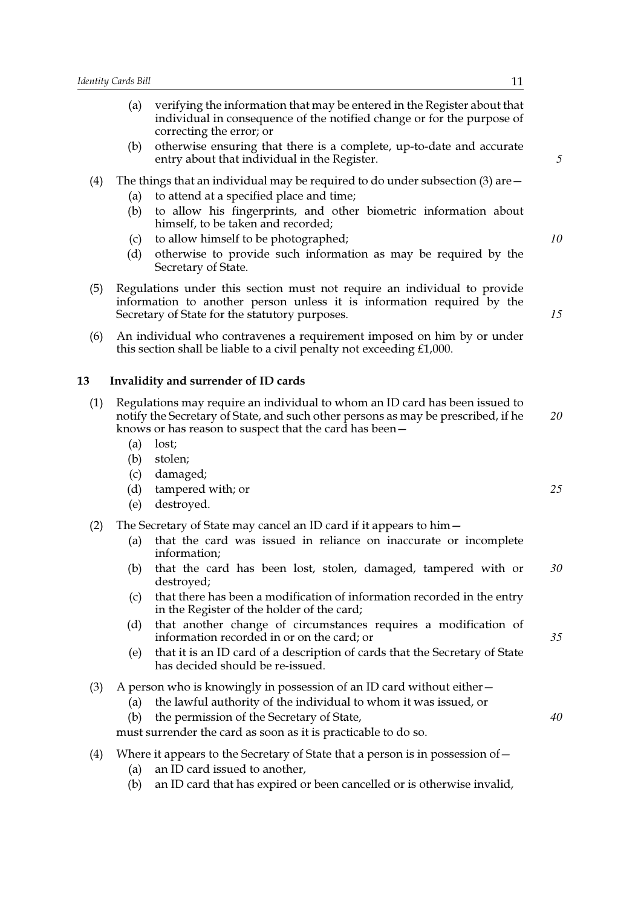(a) verifying the information that may be entered in the Register about that individual in consequence of the notified change or for the purpose of correcting the error; or

(b) otherwise ensuring that there is a complete, up-to-date and accurate entry about that individual in the Register.

(4) The things that an individual may be required to do under subsection (3) are—

(a) to attend at a specified place and time;

(b) to allow his fingerprints, and other biometric information about himself, to be taken and recorded;

(c) to allow himself to be photographed;

(d) otherwise to provide such information as may be required by the Secretary of State.

(5) Regulations under this section must not require an individual to provide information to another person unless it is information required by the Secretary of State for the statutory purposes.

(6) An individual who contravenes a requirement imposed on him by or under this section shall be liable to a civil penalty not exceeding £1,000.

## 13 Invalidity and surrender of ID cards

(1) Regulations may require an individual to whom an ID card has been issued to notify the Secretary of State, and such other persons as may be prescribed, if he knows or has reason to suspect that the card has been—

(a) lost;

(b) stolen;

(c) damaged;

(d) tampered with; or

(e) destroyed.

(2) The Secretary of State may cancel an ID card if it appears to him—

(a) that the card was issued in reliance on inaccurate or incomplete information;

(b) that the card has been lost, stolen, damaged, tampered with or destroyed;

(c) that there has been a modification of information recorded in the entry in the Register of the holder of the card;

(d) that another change of circumstances requires a modification of information recorded in or on the card; or

(e) that it is an ID card of a description of cards that the Secretary of State has decided should be re-issued.

(3) A person who is knowingly in possession of an ID card without either—

(a) the lawful authority of the individual to whom it was issued, or

(b) the permission of the Secretary of State,

must surrender the card as soon as it is practicable to do so.

(4) Where it appears to the Secretary of State that a person is in possession of—

(a) an ID card issued to another,

(b) an ID card that has expired or been cancelled or is otherwise invalid,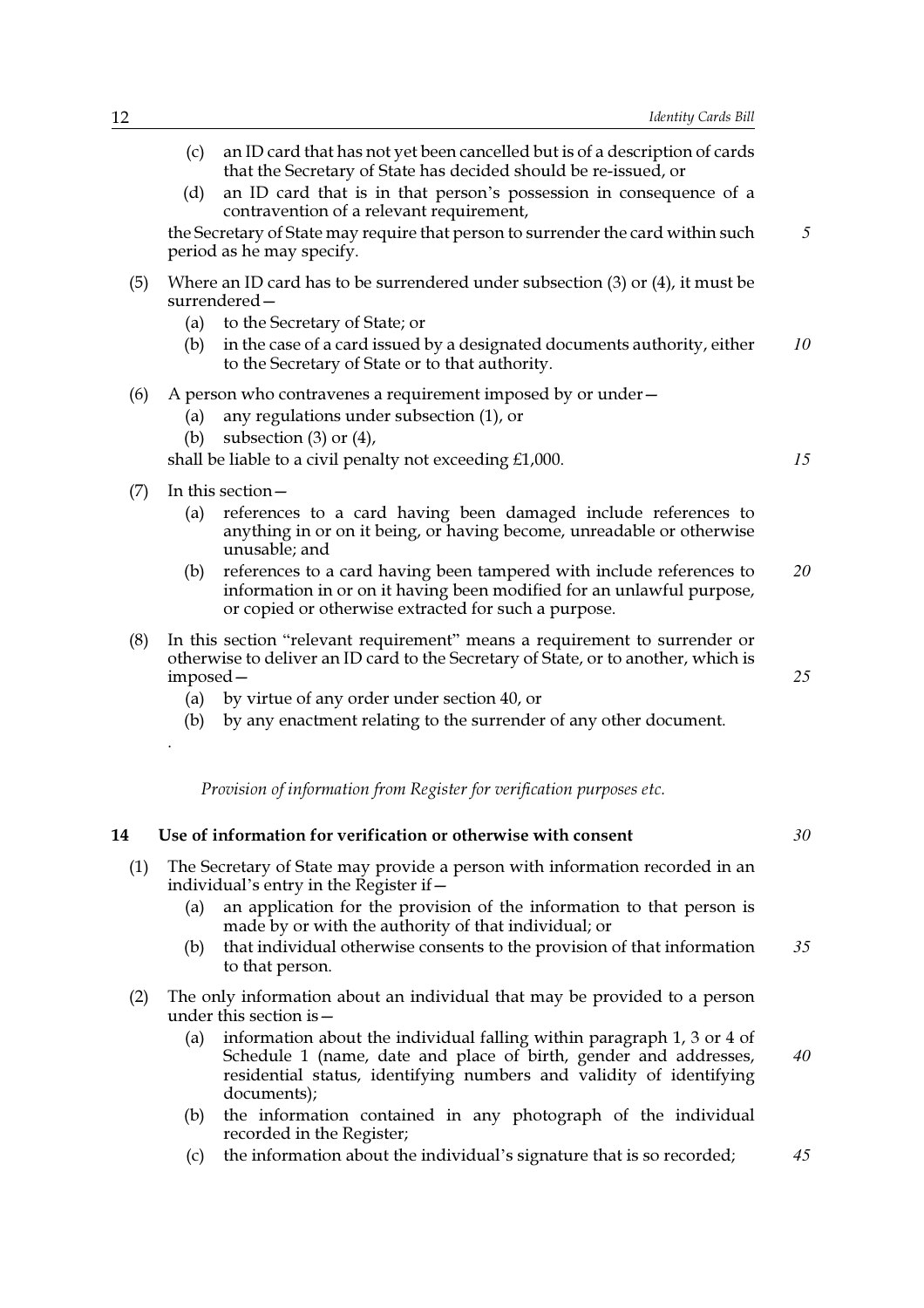(c) an ID card that has not yet been cancelled but is of a description of cards that the Secretary of State has decided should be re-issued, or

(d) an ID card that is in that person's possession in consequence of a contravention of a relevant requirement,

the Secretary of State may require that person to surrender the card within such period as he may specify.

(5) Where an ID card has to be surrendered under subsection (3) or (4), it must be surrendered—

(a) to the Secretary of State; or

(b) in the case of a card issued by a designated documents authority, either to the Secretary of State or to that authority.

(6) A person who contravenes a requirement imposed by or under—

(a) any regulations under subsection (1), or

(b) subsection (3) or (4),

shall be liable to a civil penalty not exceeding £1,000.

(7) In this section—

(a) references to a card having been damaged include references to anything in or on it being, or having become, unreadable or otherwise unusable; and

(b) references to a card having been tampered with include references to information in or on it having been modified for an unlawful purpose, or copied or otherwise extracted for such a purpose.

(8) In this section "relevant requirement" means a requirement to surrender or otherwise to deliver an ID card to the Secretary of State, or to another, which is imposed—

(a) by virtue of any order under section 40, or

(b) by any enactment relating to the surrender of any other document.

.

*Provision of information from Register for verification purposes etc.*

**14 Use of information for verification or otherwise with consent**

(1) The Secretary of State may provide a person with information recorded in an individual's entry in the Register if—

(a) an application for the provision of the information to that person is made by or with the authority of that individual; or

(b) that individual otherwise consents to the provision of that information to that person.

(2) The only information about an individual that may be provided to a person under this section is—

(a) information about the individual falling within paragraph 1, 3 or 4 of Schedule 1 (name, date and place of birth, gender and addresses, residential status, identifying numbers and validity of identifying documents);

(b) the information contained in any photograph of the individual recorded in the Register;

(c) the information about the individual's signature that is so recorded;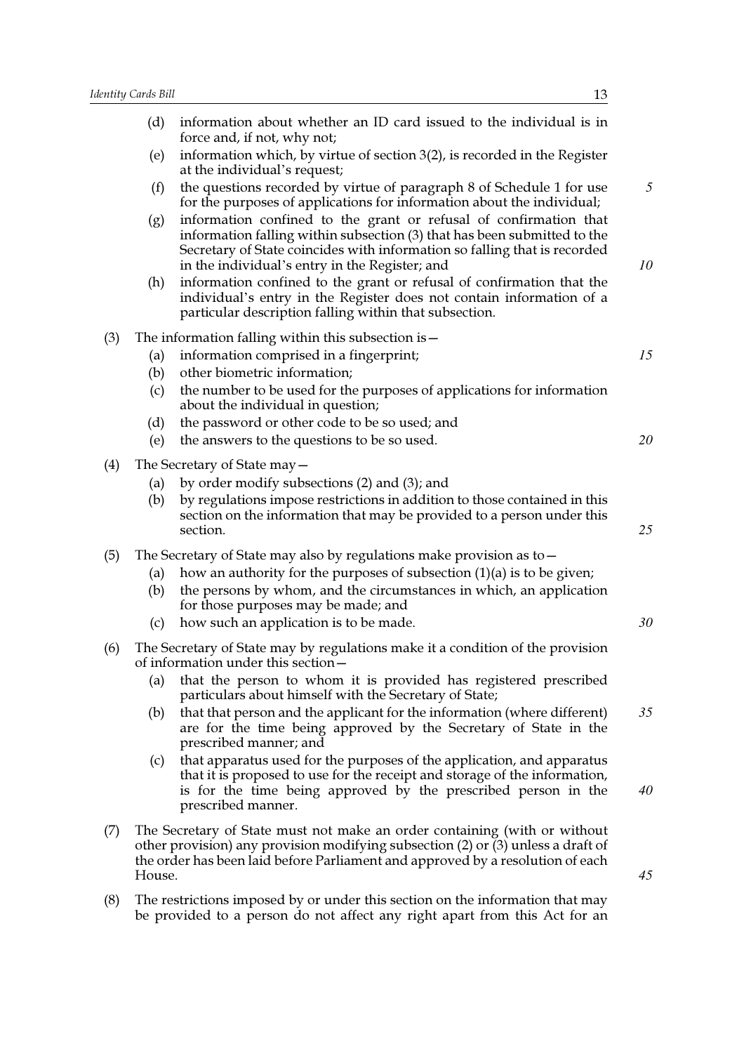(d) information about whether an ID card issued to the individual is in force and, if not, why not;

(e) information which, by virtue of section 3(2), is recorded in the Register at the individual's request;

(f) the questions recorded by virtue of paragraph 8 of Schedule 1 for use for the purposes of applications for information about the individual;

(g) information confined to the grant or refusal of confirmation that information falling within subsection (3) that has been submitted to the Secretary of State coincides with information so falling that is recorded in the individual's entry in the Register; and

(h) information confined to the grant or refusal of confirmation that the individual's entry in the Register does not contain information of a particular description falling within that subsection.

(3) The information falling within this subsection is—

(a) information comprised in a fingerprint;

(b) other biometric information;

(c) the number to be used for the purposes of applications for information about the individual in question;

(d) the password or other code to be so used; and

(e) the answers to the questions to be so used.

(4) The Secretary of State may—

(a) by order modify subsections (2) and (3); and

(b) by regulations impose restrictions in addition to those contained in this section on the information that may be provided to a person under this section.

(5) The Secretary of State may also by regulations make provision as to—

(a) how an authority for the purposes of subsection (1)(a) is to be given;

(b) the persons by whom, and the circumstances in which, an application for those purposes may be made; and

(c) how such an application is to be made.

(6) The Secretary of State may by regulations make it a condition of the provision of information under this section—

(a) that the person to whom it is provided has registered prescribed particulars about himself with the Secretary of State;

(b) that that person and the applicant for the information (where different) are for the time being approved by the Secretary of State in the prescribed manner; and

(c) that apparatus used for the purposes of the application, and apparatus that it is proposed to use for the receipt and storage of the information, is for the time being approved by the prescribed person in the prescribed manner.

(7) The Secretary of State must not make an order containing (with or without other provision) any provision modifying subsection (2) or (3) unless a draft of the order has been laid before Parliament and approved by a resolution of each House.

(8) The restrictions imposed by or under this section on the information that may be provided to a person do not affect any right apart from this Act for an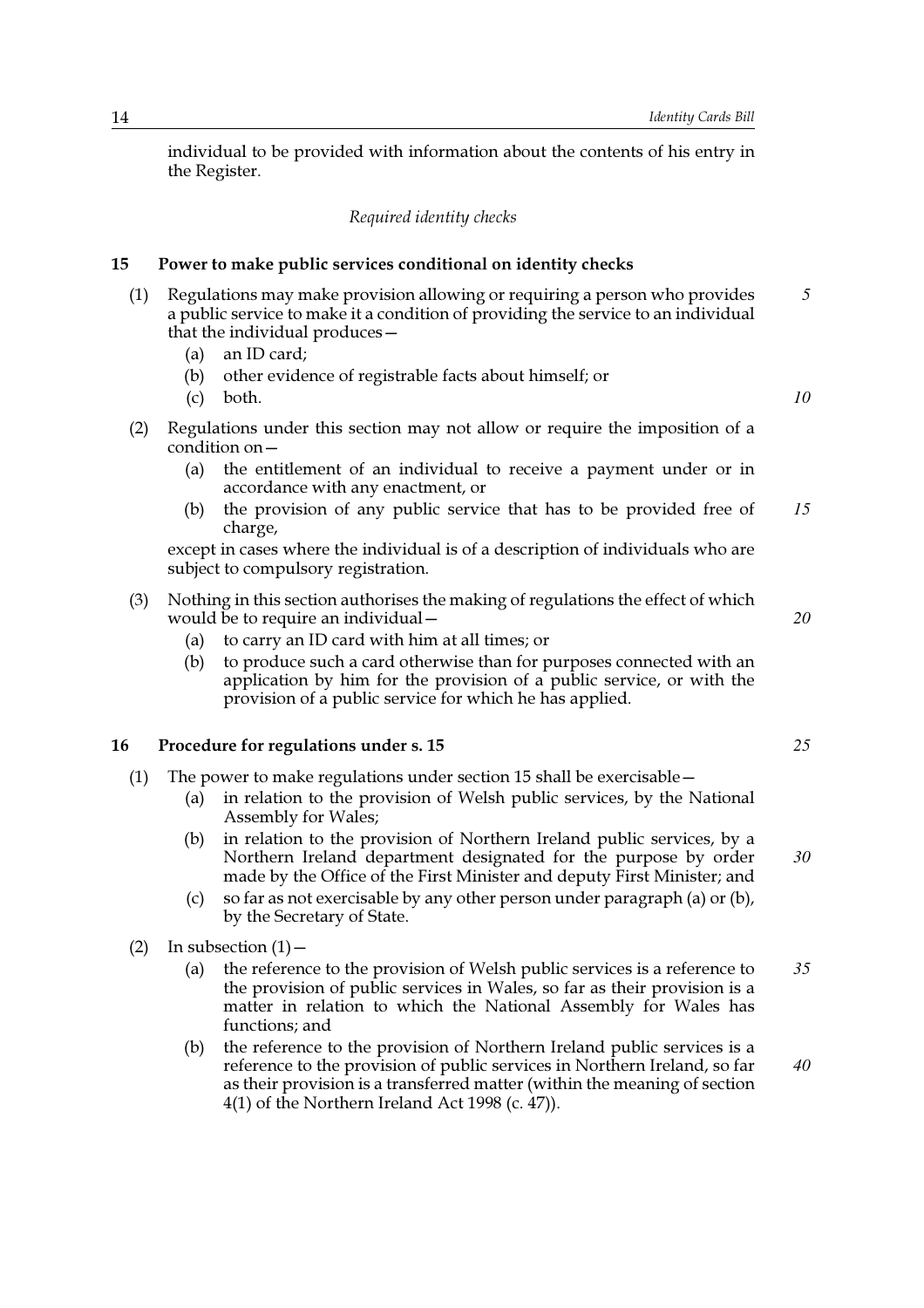individual to be provided with information about the contents of his entry in the Register.

*Required identity checks*

### 15 Power to make public services conditional on identity checks

(1) Regulations may make provision allowing or requiring a person who provides a public service to make it a condition of providing the service to an individual that the individual produces—

- (a) an ID card;
- (b) other evidence of registrable facts about himself; or
- (c) both.

(2) Regulations under this section may not allow or require the imposition of a condition on—

- (a) the entitlement of an individual to receive a payment under or in accordance with any enactment, or
- (b) the provision of any public service that has to be provided free of charge,

except in cases where the individual is of a description of individuals who are subject to compulsory registration.

(3) Nothing in this section authorises the making of regulations the effect of which would be to require an individual—

- (a) to carry an ID card with him at all times; or
- (b) to produce such a card otherwise than for purposes connected with an application by him for the provision of a public service, or with the provision of a public service for which he has applied.

### 16 Procedure for regulations under s. 15

(1) The power to make regulations under section 15 shall be exercisable—

- (a) in relation to the provision of Welsh public services, by the National Assembly for Wales;
- (b) in relation to the provision of Northern Ireland public services, by a Northern Ireland department designated for the purpose by order made by the Office of the First Minister and deputy First Minister; and
- (c) so far as not exercisable by any other person under paragraph (a) or (b), by the Secretary of State.

(2) In subsection (1)—

- (a) the reference to the provision of Welsh public services is a reference to the provision of public services in Wales, so far as their provision is a matter in relation to which the National Assembly for Wales has functions; and
- (b) the reference to the provision of Northern Ireland public services is a reference to the provision of public services in Northern Ireland, so far as their provision is a transferred matter (within the meaning of section 4(1) of the Northern Ireland Act 1998 (c. 47)).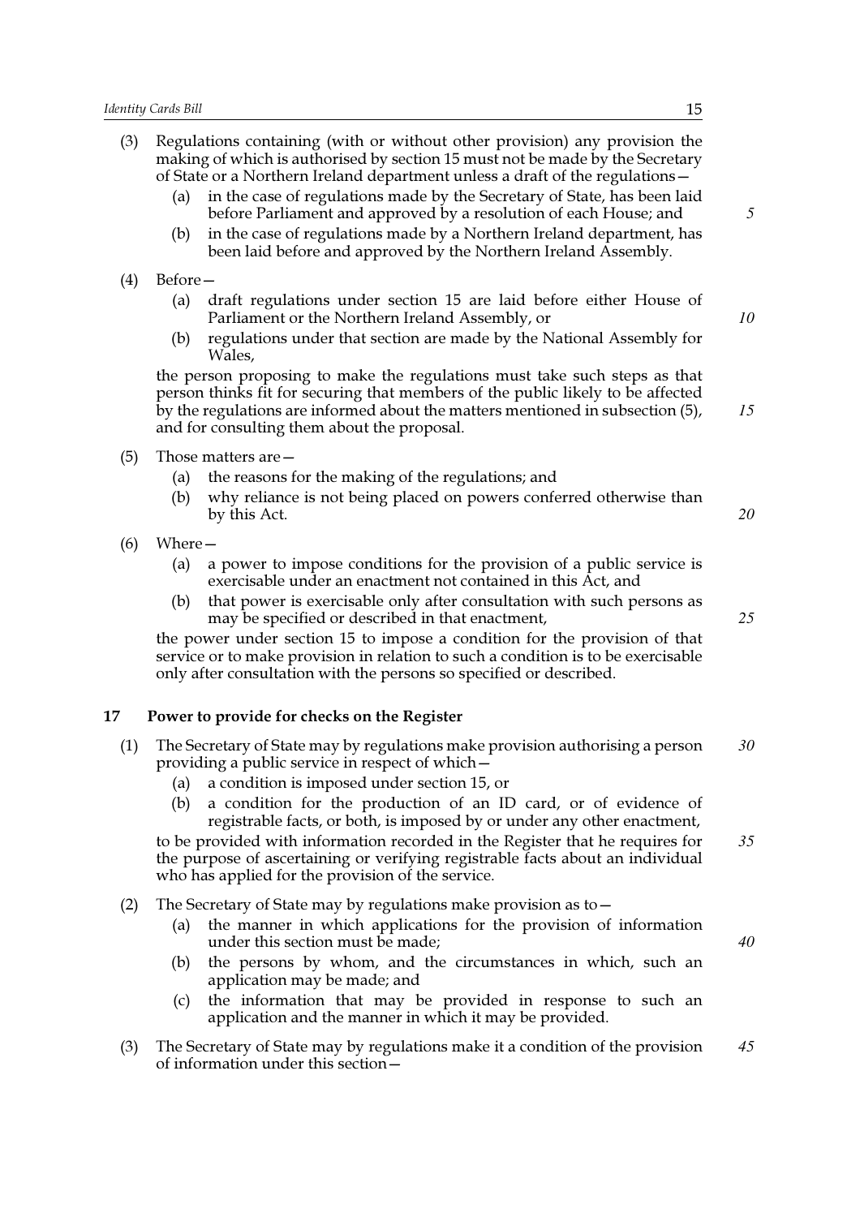(3) Regulations containing (with or without other provision) any provision the making of which is authorised by section 15 must not be made by the Secretary of State or a Northern Ireland department unless a draft of the regulations—

(a) in the case of regulations made by the Secretary of State, has been laid before Parliament and approved by a resolution of each House; and

(b) in the case of regulations made by a Northern Ireland department, has been laid before and approved by the Northern Ireland Assembly.

(4) Before—

(a) draft regulations under section 15 are laid before either House of Parliament or the Northern Ireland Assembly, or

(b) regulations under that section are made by the National Assembly for Wales,

the person proposing to make the regulations must take such steps as that person thinks fit for securing that members of the public likely to be affected by the regulations are informed about the matters mentioned in subsection (5), and for consulting them about the proposal.

(5) Those matters are—

(a) the reasons for the making of the regulations; and

(b) why reliance is not being placed on powers conferred otherwise than by this Act.

(6) Where—

(a) a power to impose conditions for the provision of a public service is exercisable under an enactment not contained in this Act, and

(b) that power is exercisable only after consultation with such persons as may be specified or described in that enactment,

the power under section 15 to impose a condition for the provision of that service or to make provision in relation to such a condition is to be exercisable only after consultation with the persons so specified or described.

### 17 Power to provide for checks on the Register

(1) The Secretary of State may by regulations make provision authorising a person providing a public service in respect of which—

(a) a condition is imposed under section 15, or

(b) a condition for the production of an ID card, or of evidence of registrable facts, or both, is imposed by or under any other enactment,

to be provided with information recorded in the Register that he requires for the purpose of ascertaining or verifying registrable facts about an individual who has applied for the provision of the service.

(2) The Secretary of State may by regulations make provision as to—

(a) the manner in which applications for the provision of information under this section must be made;

(b) the persons by whom, and the circumstances in which, such an application may be made; and

(c) the information that may be provided in response to such an application and the manner in which it may be provided.

(3) The Secretary of State may by regulations make it a condition of the provision of information under this section—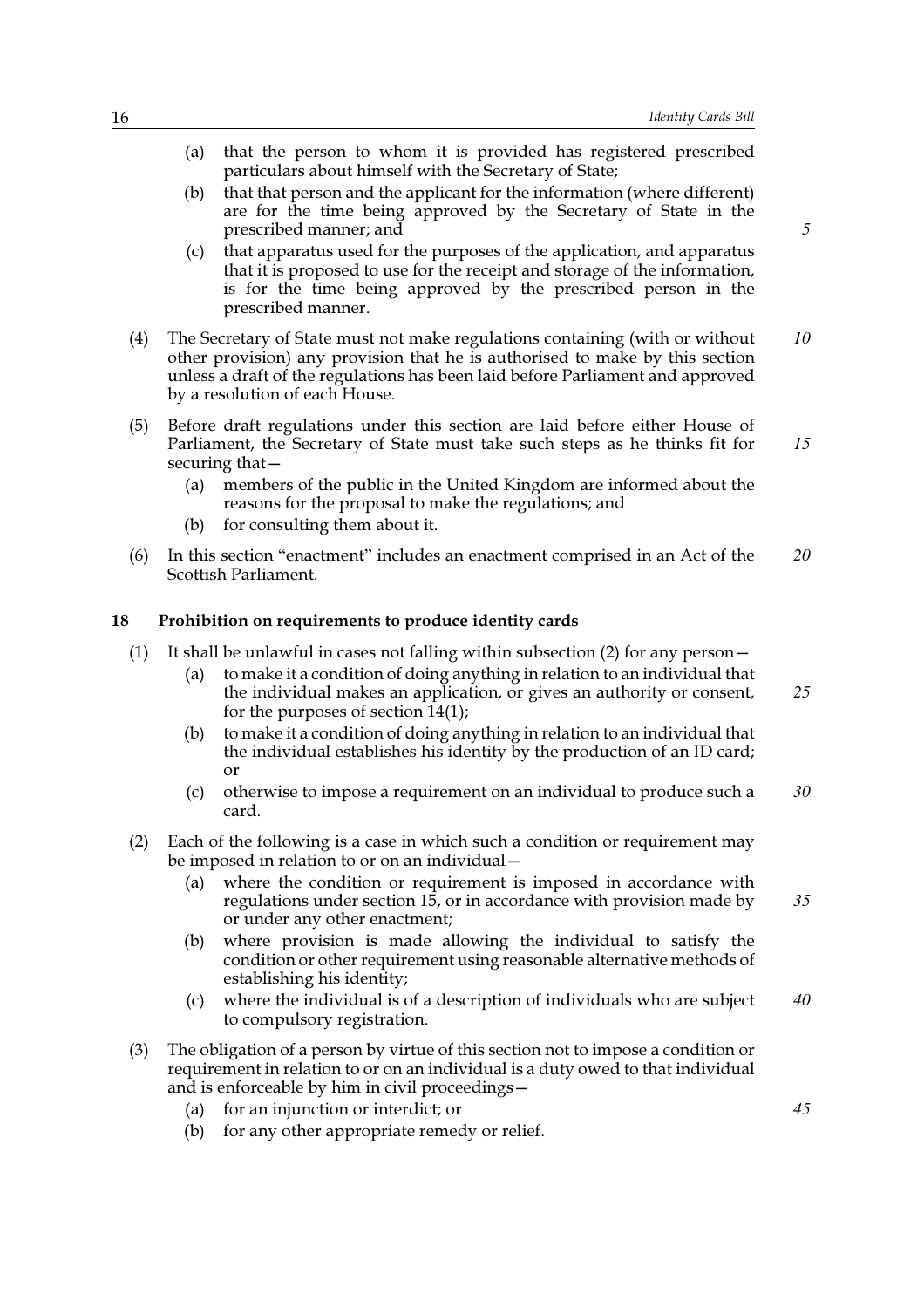(a) that the person to whom it is provided has registered prescribed particulars about himself with the Secretary of State;

(b) that that person and the applicant for the information (where different) are for the time being approved by the Secretary of State in the prescribed manner; and

(c) that apparatus used for the purposes of the application, and apparatus that it is proposed to use for the receipt and storage of the information, is for the time being approved by the prescribed person in the prescribed manner.

(4) The Secretary of State must not make regulations containing (with or without other provision) any provision that he is authorised to make by this section unless a draft of the regulations has been laid before Parliament and approved by a resolution of each House.

(5) Before draft regulations under this section are laid before either House of Parliament, the Secretary of State must take such steps as he thinks fit for securing that—

(a) members of the public in the United Kingdom are informed about the reasons for the proposal to make the regulations; and

(b) for consulting them about it.

(6) In this section "enactment" includes an enactment comprised in an Act of the Scottish Parliament.

## 18 Prohibition on requirements to produce identity cards

(1) It shall be unlawful in cases not falling within subsection (2) for any person—

(a) to make it a condition of doing anything in relation to an individual that the individual makes an application, or gives an authority or consent, for the purposes of section 14(1);

(b) to make it a condition of doing anything in relation to an individual that the individual establishes his identity by the production of an ID card; or

(c) otherwise to impose a requirement on an individual to produce such a card.

(2) Each of the following is a case in which such a condition or requirement may be imposed in relation to or on an individual—

(a) where the condition or requirement is imposed in accordance with regulations under section 15, or in accordance with provision made by or under any other enactment;

(b) where provision is made allowing the individual to satisfy the condition or other requirement using reasonable alternative methods of establishing his identity;

(c) where the individual is of a description of individuals who are subject to compulsory registration.

(3) The obligation of a person by virtue of this section not to impose a condition or requirement in relation to or on an individual is a duty owed to that individual and is enforceable by him in civil proceedings—

(a) for an injunction or interdict; or

(b) for any other appropriate remedy or relief.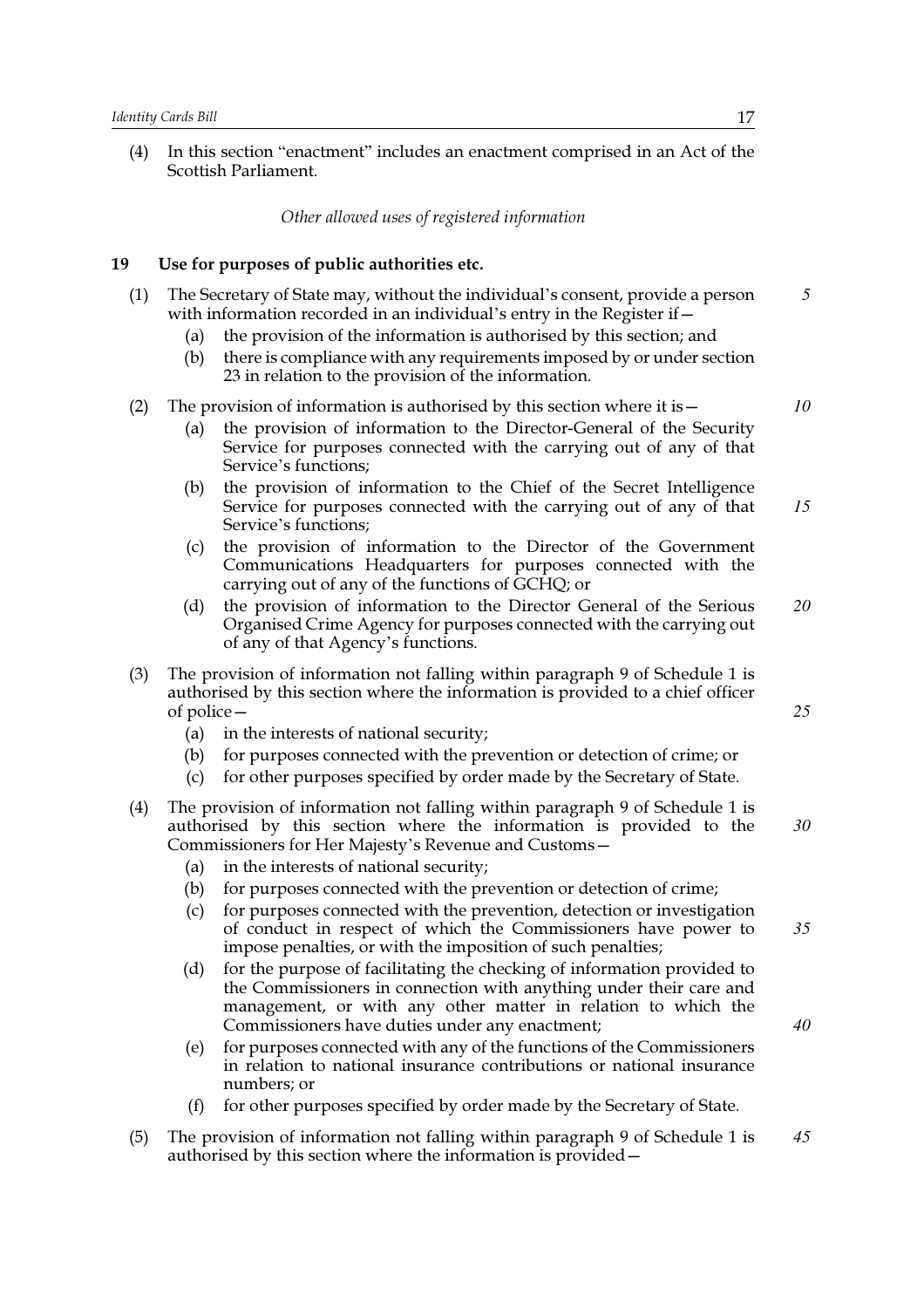(4) In this section "enactment" includes an enactment comprised in an Act of the Scottish Parliament.

*Other allowed uses of registered information*

## 19 Use for purposes of public authorities etc.

(1) The Secretary of State may, without the individual's consent, provide a person with information recorded in an individual's entry in the Register if—

- (a) the provision of the information is authorised by this section; and
- (b) there is compliance with any requirements imposed by or under section 23 in relation to the provision of the information.

(2) The provision of information is authorised by this section where it is—

- (a) the provision of information to the Director-General of the Security Service for purposes connected with the carrying out of any of that Service's functions;
- (b) the provision of information to the Chief of the Secret Intelligence Service for purposes connected with the carrying out of any of that Service's functions;
- (c) the provision of information to the Director of the Government Communications Headquarters for purposes connected with the carrying out of any of the functions of GCHQ; or
- (d) the provision of information to the Director General of the Serious Organised Crime Agency for purposes connected with the carrying out of any of that Agency's functions.

(3) The provision of information not falling within paragraph 9 of Schedule 1 is authorised by this section where the information is provided to a chief officer of police—

- (a) in the interests of national security;
- (b) for purposes connected with the prevention or detection of crime; or
- (c) for other purposes specified by order made by the Secretary of State.

(4) The provision of information not falling within paragraph 9 of Schedule 1 is authorised by this section where the information is provided to the Commissioners for Her Majesty's Revenue and Customs—

- (a) in the interests of national security;
- (b) for purposes connected with the prevention or detection of crime;
- (c) for purposes connected with the prevention, detection or investigation of conduct in respect of which the Commissioners have power to impose penalties, or with the imposition of such penalties;
- (d) for the purpose of facilitating the checking of information provided to the Commissioners in connection with anything under their care and management, or with any other matter in relation to which the Commissioners have duties under any enactment;
- (e) for purposes connected with any of the functions of the Commissioners in relation to national insurance contributions or national insurance numbers; or
- (f) for other purposes specified by order made by the Secretary of State.

(5) The provision of information not falling within paragraph 9 of Schedule 1 is authorised by this section where the information is provided—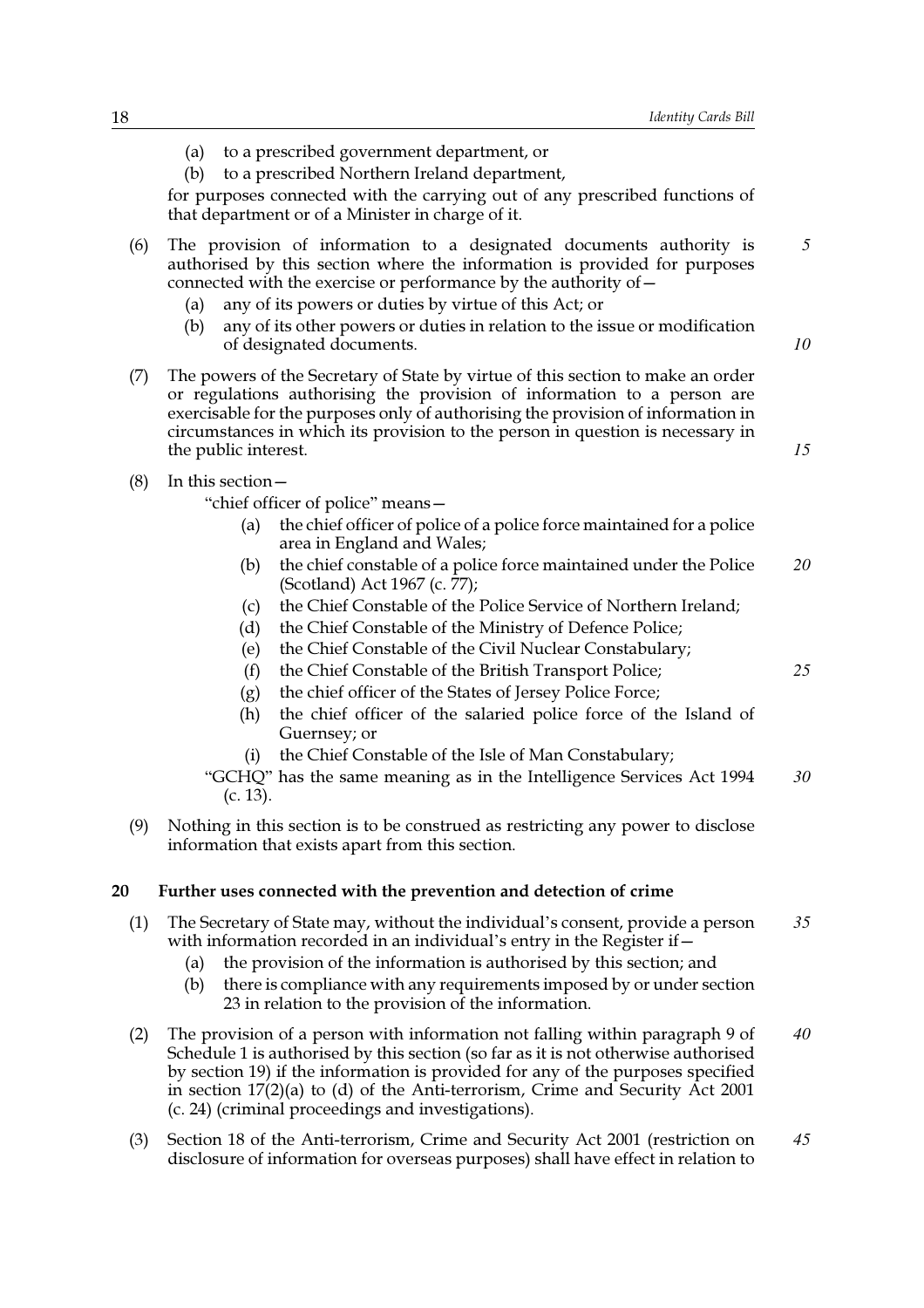(a) to a prescribed government department, or

(b) to a prescribed Northern Ireland department,

for purposes connected with the carrying out of any prescribed functions of that department or of a Minister in charge of it.

(6) The provision of information to a designated documents authority is authorised by this section where the information is provided for purposes connected with the exercise or performance by the authority of—

(a) any of its powers or duties by virtue of this Act; or

(b) any of its other powers or duties in relation to the issue or modification of designated documents.

(7) The powers of the Secretary of State by virtue of this section to make an order or regulations authorising the provision of information to a person are exercisable for the purposes only of authorising the provision of information in circumstances in which its provision to the person in question is necessary in the public interest.

(8) In this section—

"chief officer of police" means—

(a) the chief officer of police of a police force maintained for a police area in England and Wales;

(b) the chief constable of a police force maintained under the Police (Scotland) Act 1967 (c. 77);

(c) the Chief Constable of the Police Service of Northern Ireland;

(d) the Chief Constable of the Ministry of Defence Police;

(e) the Chief Constable of the Civil Nuclear Constabulary;

(f) the Chief Constable of the British Transport Police;

(g) the chief officer of the States of Jersey Police Force;

(h) the chief officer of the salaried police force of the Island of Guernsey; or

(i) the Chief Constable of the Isle of Man Constabulary;

"GCHQ" has the same meaning as in the Intelligence Services Act 1994 (c. 13).

(9) Nothing in this section is to be construed as restricting any power to disclose information that exists apart from this section.

## 20 Further uses connected with the prevention and detection of crime

(1) The Secretary of State may, without the individual's consent, provide a person with information recorded in an individual's entry in the Register if—

(a) the provision of the information is authorised by this section; and

(b) there is compliance with any requirements imposed by or under section 23 in relation to the provision of the information.

(2) The provision of a person with information not falling within paragraph 9 of Schedule 1 is authorised by this section (so far as it is not otherwise authorised by section 19) if the information is provided for any of the purposes specified in section 17(2)(a) to (d) of the Anti-terrorism, Crime and Security Act 2001 (c. 24) (criminal proceedings and investigations).

(3) Section 18 of the Anti-terrorism, Crime and Security Act 2001 (restriction on disclosure of information for overseas purposes) shall have effect in relation to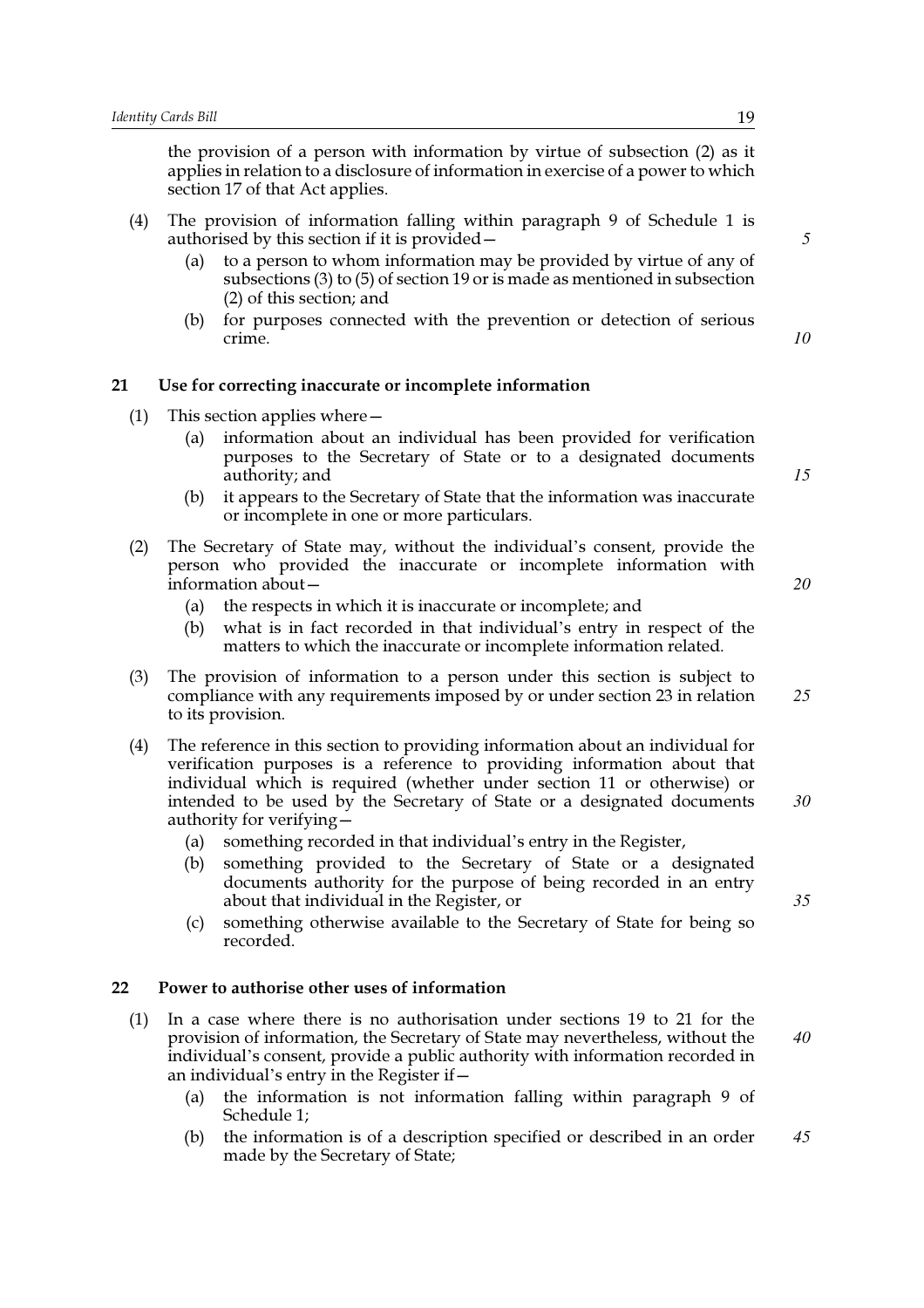the provision of a person with information by virtue of subsection (2) as it applies in relation to a disclosure of information in exercise of a power to which section 17 of that Act applies.

(4) The provision of information falling within paragraph 9 of Schedule 1 is authorised by this section if it is provided—

- (a) to a person to whom information may be provided by virtue of any of subsections (3) to (5) of section 19 or is made as mentioned in subsection (2) of this section; and
- (b) for purposes connected with the prevention or detection of serious crime.

### 21 Use for correcting inaccurate or incomplete information

(1) This section applies where—

- (a) information about an individual has been provided for verification purposes to the Secretary of State or to a designated documents authority; and
- (b) it appears to the Secretary of State that the information was inaccurate or incomplete in one or more particulars.

(2) The Secretary of State may, without the individual's consent, provide the person who provided the inaccurate or incomplete information with information about—

- (a) the respects in which it is inaccurate or incomplete; and
- (b) what is in fact recorded in that individual's entry in respect of the matters to which the inaccurate or incomplete information related.

(3) The provision of information to a person under this section is subject to compliance with any requirements imposed by or under section 23 in relation to its provision.

(4) The reference in this section to providing information about an individual for verification purposes is a reference to providing information about that individual which is required (whether under section 11 or otherwise) or intended to be used by the Secretary of State or a designated documents authority for verifying—

- (a) something recorded in that individual's entry in the Register,
- (b) something provided to the Secretary of State or a designated documents authority for the purpose of being recorded in an entry about that individual in the Register, or
- (c) something otherwise available to the Secretary of State for being so recorded.

### 22 Power to authorise other uses of information

(1) In a case where there is no authorisation under sections 19 to 21 for the provision of information, the Secretary of State may nevertheless, without the individual's consent, provide a public authority with information recorded in an individual's entry in the Register if—

- (a) the information is not information falling within paragraph 9 of Schedule 1;
- (b) the information is of a description specified or described in an order made by the Secretary of State;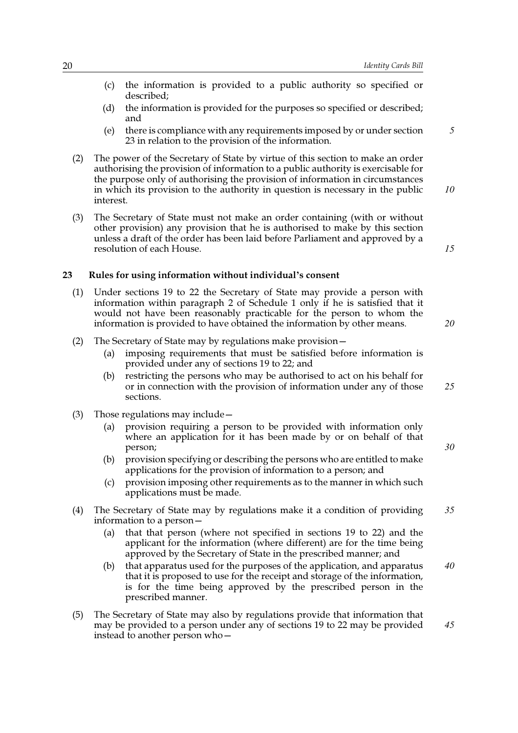(c) the information is provided to a public authority so specified or described;

(d) the information is provided for the purposes so specified or described; and

(e) there is compliance with any requirements imposed by or under section 23 in relation to the provision of the information.

(2) The power of the Secretary of State by virtue of this section to make an order authorising the provision of information to a public authority is exercisable for the purpose only of authorising the provision of information in circumstances in which its provision to the authority in question is necessary in the public interest.

(3) The Secretary of State must not make an order containing (with or without other provision) any provision that he is authorised to make by this section unless a draft of the order has been laid before Parliament and approved by a resolution of each House.

## 23 Rules for using information without individual's consent

(1) Under sections 19 to 22 the Secretary of State may provide a person with information within paragraph 2 of Schedule 1 only if he is satisfied that it would not have been reasonably practicable for the person to whom the information is provided to have obtained the information by other means.

(2) The Secretary of State may by regulations make provision—

(a) imposing requirements that must be satisfied before information is provided under any of sections 19 to 22; and

(b) restricting the persons who may be authorised to act on his behalf for or in connection with the provision of information under any of those sections.

(3) Those regulations may include—

(a) provision requiring a person to be provided with information only where an application for it has been made by or on behalf of that person;

(b) provision specifying or describing the persons who are entitled to make applications for the provision of information to a person; and

(c) provision imposing other requirements as to the manner in which such applications must be made.

(4) The Secretary of State may by regulations make it a condition of providing information to a person—

(a) that that person (where not specified in sections 19 to 22) and the applicant for the information (where different) are for the time being approved by the Secretary of State in the prescribed manner; and

(b) that apparatus used for the purposes of the application, and apparatus that it is proposed to use for the receipt and storage of the information, is for the time being approved by the prescribed person in the prescribed manner.

(5) The Secretary of State may also by regulations provide that information that may be provided to a person under any of sections 19 to 22 may be provided instead to another person who—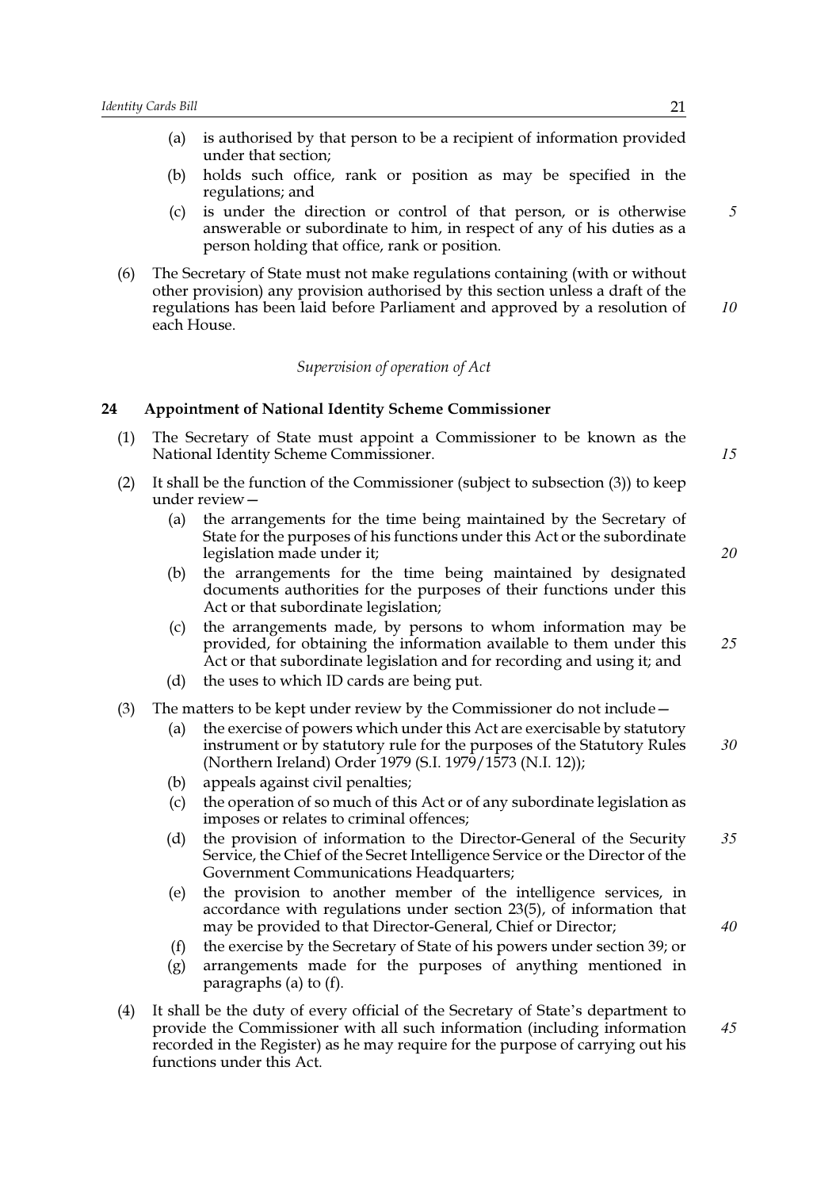(a) is authorised by that person to be a recipient of information provided under that section;

(b) holds such office, rank or position as may be specified in the regulations; and

(c) is under the direction or control of that person, or is otherwise answerable or subordinate to him, in respect of any of his duties as a person holding that office, rank or position.

(6) The Secretary of State must not make regulations containing (with or without other provision) any provision authorised by this section unless a draft of the regulations has been laid before Parliament and approved by a resolution of each House.

*Supervision of operation of Act*

### 24 Appointment of National Identity Scheme Commissioner

(1) The Secretary of State must appoint a Commissioner to be known as the National Identity Scheme Commissioner.

(2) It shall be the function of the Commissioner (subject to subsection (3)) to keep under review—

(a) the arrangements for the time being maintained by the Secretary of State for the purposes of his functions under this Act or the subordinate legislation made under it;

(b) the arrangements for the time being maintained by designated documents authorities for the purposes of their functions under this Act or that subordinate legislation;

(c) the arrangements made, by persons to whom information may be provided, for obtaining the information available to them under this Act or that subordinate legislation and for recording and using it; and

(d) the uses to which ID cards are being put.

(3) The matters to be kept under review by the Commissioner do not include—

(a) the exercise of powers which under this Act are exercisable by statutory instrument or by statutory rule for the purposes of the Statutory Rules (Northern Ireland) Order 1979 (S.I. 1979/1573 (N.I. 12));

(b) appeals against civil penalties;

(c) the operation of so much of this Act or of any subordinate legislation as imposes or relates to criminal offences;

(d) the provision of information to the Director-General of the Security Service, the Chief of the Secret Intelligence Service or the Director of the Government Communications Headquarters;

(e) the provision to another member of the intelligence services, in accordance with regulations under section 23(5), of information that may be provided to that Director-General, Chief or Director;

(f) the exercise by the Secretary of State of his powers under section 39; or

(g) arrangements made for the purposes of anything mentioned in paragraphs (a) to (f).

(4) It shall be the duty of every official of the Secretary of State's department to provide the Commissioner with all such information (including information recorded in the Register) as he may require for the purpose of carrying out his functions under this Act.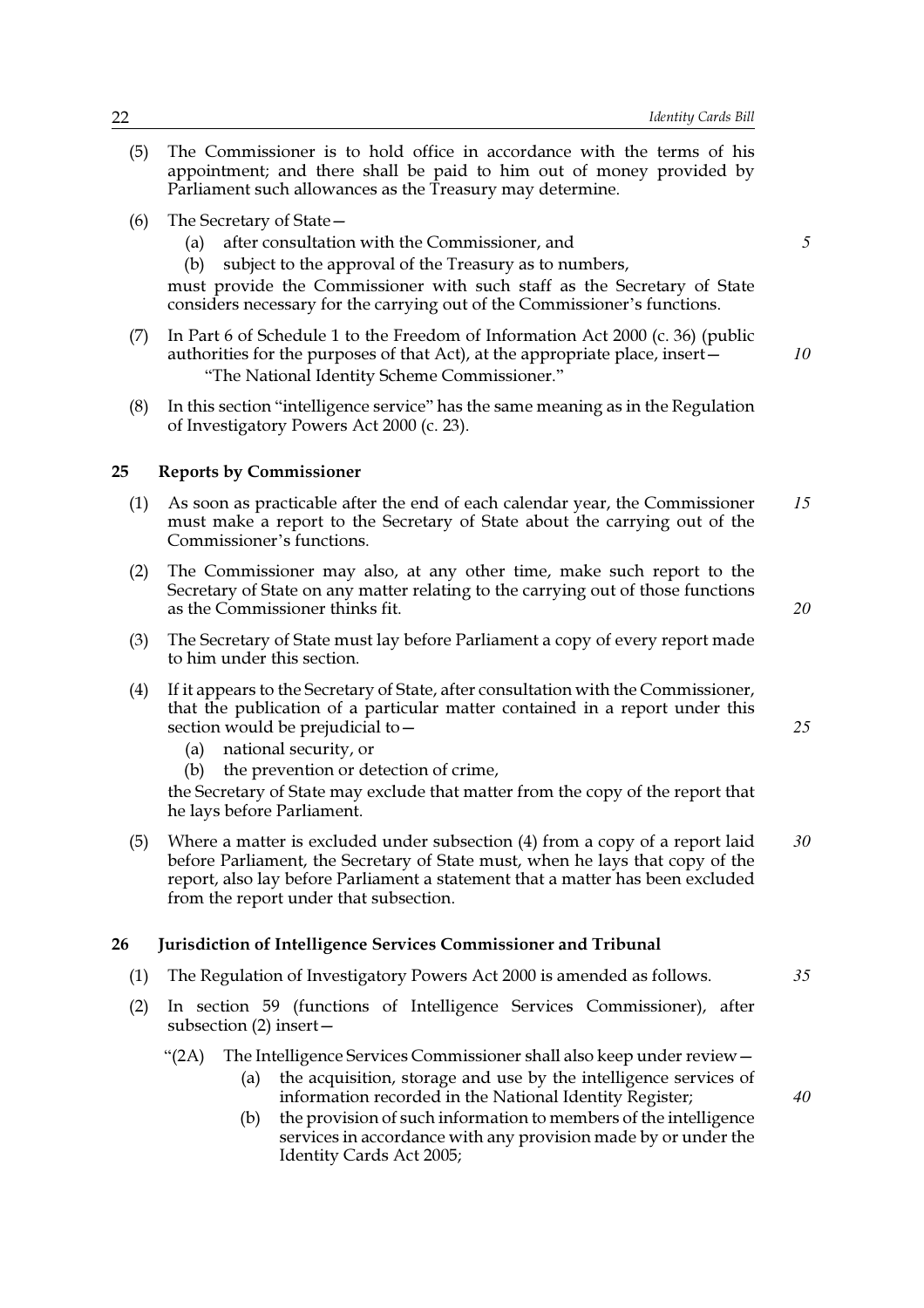(5) The Commissioner is to hold office in accordance with the terms of his appointment; and there shall be paid to him out of money provided by Parliament such allowances as the Treasury may determine.

(6) The Secretary of State—

   (a) after consultation with the Commissioner, and

   (b) subject to the approval of the Treasury as to numbers,

   must provide the Commissioner with such staff as the Secretary of State considers necessary for the carrying out of the Commissioner's functions.

(7) In Part 6 of Schedule 1 to the Freedom of Information Act 2000 (c. 36) (public authorities for the purposes of that Act), at the appropriate place, insert—

   "The National Identity Scheme Commissioner."

(8) In this section "intelligence service" has the same meaning as in the Regulation of Investigatory Powers Act 2000 (c. 23).

## 25 Reports by Commissioner

(1) As soon as practicable after the end of each calendar year, the Commissioner must make a report to the Secretary of State about the carrying out of the Commissioner's functions.

(2) The Commissioner may also, at any other time, make such report to the Secretary of State on any matter relating to the carrying out of those functions as the Commissioner thinks fit.

(3) The Secretary of State must lay before Parliament a copy of every report made to him under this section.

(4) If it appears to the Secretary of State, after consultation with the Commissioner, that the publication of a particular matter contained in a report under this section would be prejudicial to—

   (a) national security, or

   (b) the prevention or detection of crime,

   the Secretary of State may exclude that matter from the copy of the report that he lays before Parliament.

(5) Where a matter is excluded under subsection (4) from a copy of a report laid before Parliament, the Secretary of State must, when he lays that copy of the report, also lay before Parliament a statement that a matter has been excluded from the report under that subsection.

## 26 Jurisdiction of Intelligence Services Commissioner and Tribunal

(1) The Regulation of Investigatory Powers Act 2000 is amended as follows.

(2) In section 59 (functions of Intelligence Services Commissioner), after subsection (2) insert—

   "(2A) The Intelligence Services Commissioner shall also keep under review—

      (a) the acquisition, storage and use by the intelligence services of information recorded in the National Identity Register;

      (b) the provision of such information to members of the intelligence services in accordance with any provision made by or under the Identity Cards Act 2005;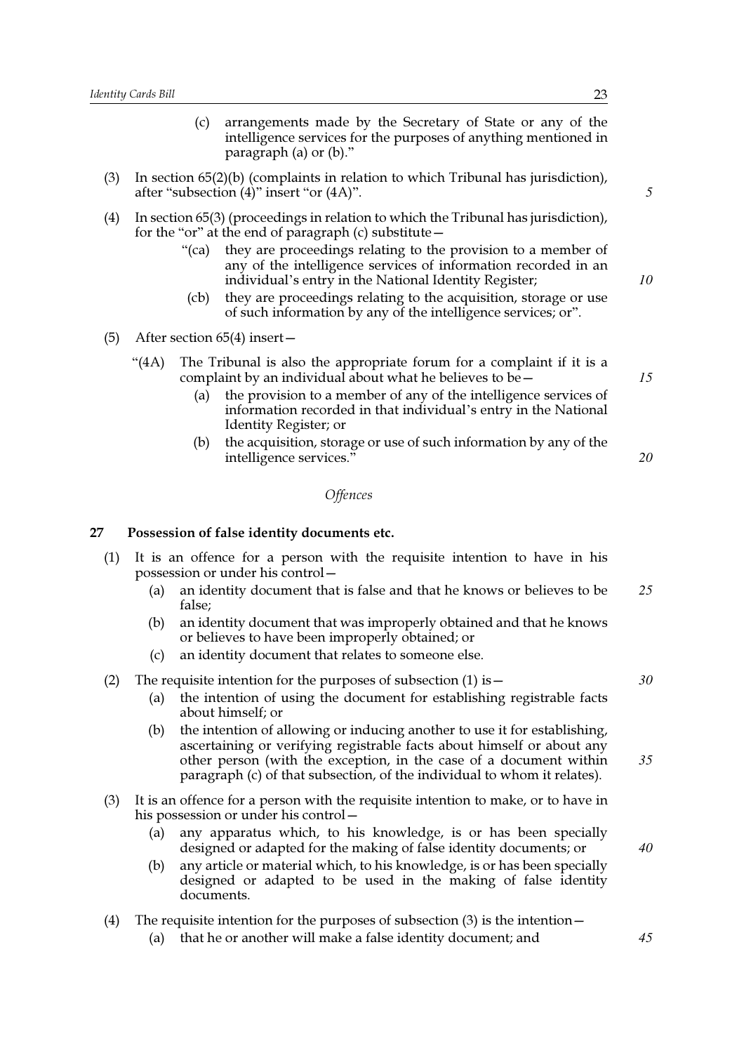(c) arrangements made by the Secretary of State or any of the intelligence services for the purposes of anything mentioned in paragraph (a) or (b)."

(3) In section 65(2)(b) (complaints in relation to which Tribunal has jurisdiction), after "subsection (4)" insert "or (4A)".

(4) In section 65(3) (proceedings in relation to which the Tribunal has jurisdiction), for the "or" at the end of paragraph (c) substitute—

"(ca) they are proceedings relating to the provision to a member of any of the intelligence services of information recorded in an individual's entry in the National Identity Register;

(cb) they are proceedings relating to the acquisition, storage or use of such information by any of the intelligence services; or".

(5) After section 65(4) insert—

"(4A) The Tribunal is also the appropriate forum for a complaint if it is a complaint by an individual about what he believes to be—

(a) the provision to a member of any of the intelligence services of information recorded in that individual's entry in the National Identity Register; or

(b) the acquisition, storage or use of such information by any of the intelligence services."

*Offences*

## 27 Possession of false identity documents etc.

(1) It is an offence for a person with the requisite intention to have in his possession or under his control—

(a) an identity document that is false and that he knows or believes to be false;

(b) an identity document that was improperly obtained and that he knows or believes to have been improperly obtained; or

(c) an identity document that relates to someone else.

(2) The requisite intention for the purposes of subsection (1) is—

(a) the intention of using the document for establishing registrable facts about himself; or

(b) the intention of allowing or inducing another to use it for establishing, ascertaining or verifying registrable facts about himself or about any other person (with the exception, in the case of a document within paragraph (c) of that subsection, of the individual to whom it relates).

(3) It is an offence for a person with the requisite intention to make, or to have in his possession or under his control—

(a) any apparatus which, to his knowledge, is or has been specially designed or adapted for the making of false identity documents; or

(b) any article or material which, to his knowledge, is or has been specially designed or adapted to be used in the making of false identity documents.

(4) The requisite intention for the purposes of subsection (3) is the intention—

(a) that he or another will make a false identity document; and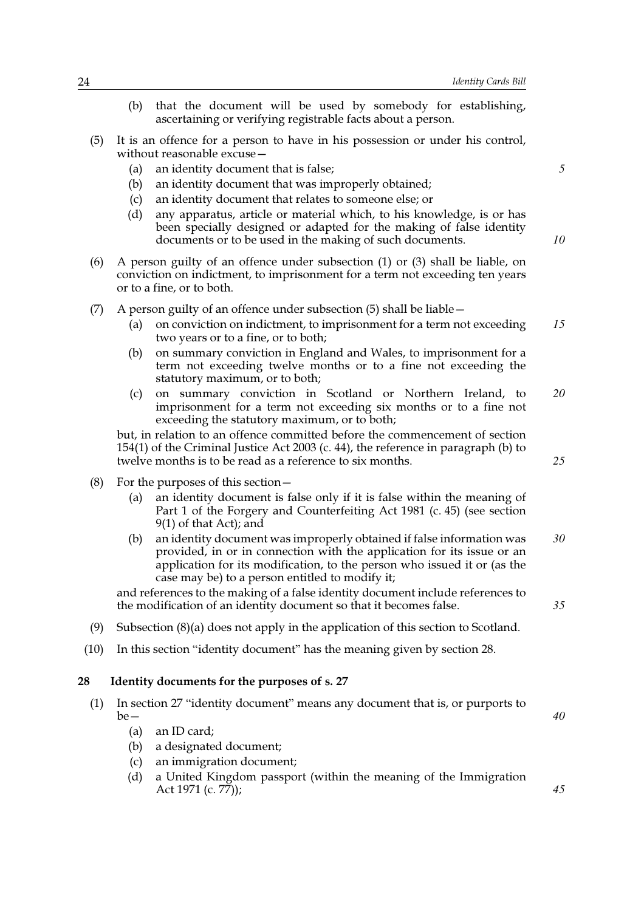(b) that the document will be used by somebody for establishing, ascertaining or verifying registrable facts about a person.

(5) It is an offence for a person to have in his possession or under his control, without reasonable excuse—

(a) an identity document that is false;

(b) an identity document that was improperly obtained;

(c) an identity document that relates to someone else; or

(d) any apparatus, article or material which, to his knowledge, is or has been specially designed or adapted for the making of false identity documents or to be used in the making of such documents.

(6) A person guilty of an offence under subsection (1) or (3) shall be liable, on conviction on indictment, to imprisonment for a term not exceeding ten years or to a fine, or to both.

(7) A person guilty of an offence under subsection (5) shall be liable—

(a) on conviction on indictment, to imprisonment for a term not exceeding two years or to a fine, or to both;

(b) on summary conviction in England and Wales, to imprisonment for a term not exceeding twelve months or to a fine not exceeding the statutory maximum, or to both;

(c) on summary conviction in Scotland or Northern Ireland, to imprisonment for a term not exceeding six months or to a fine not exceeding the statutory maximum, or to both;

but, in relation to an offence committed before the commencement of section 154(1) of the Criminal Justice Act 2003 (c. 44), the reference in paragraph (b) to twelve months is to be read as a reference to six months.

(8) For the purposes of this section—

(a) an identity document is false only if it is false within the meaning of Part 1 of the Forgery and Counterfeiting Act 1981 (c. 45) (see section 9(1) of that Act); and

(b) an identity document was improperly obtained if false information was provided, in or in connection with the application for its issue or an application for its modification, to the person who issued it or (as the case may be) to a person entitled to modify it;

and references to the making of a false identity document include references to the modification of an identity document so that it becomes false.

(9) Subsection (8)(a) does not apply in the application of this section to Scotland.

(10) In this section "identity document" has the meaning given by section 28.

## 28 Identity documents for the purposes of s. 27

(1) In section 27 "identity document" means any document that is, or purports to be—

(a) an ID card;

(b) a designated document;

(c) an immigration document;

(d) a United Kingdom passport (within the meaning of the Immigration Act 1971 (c. 77));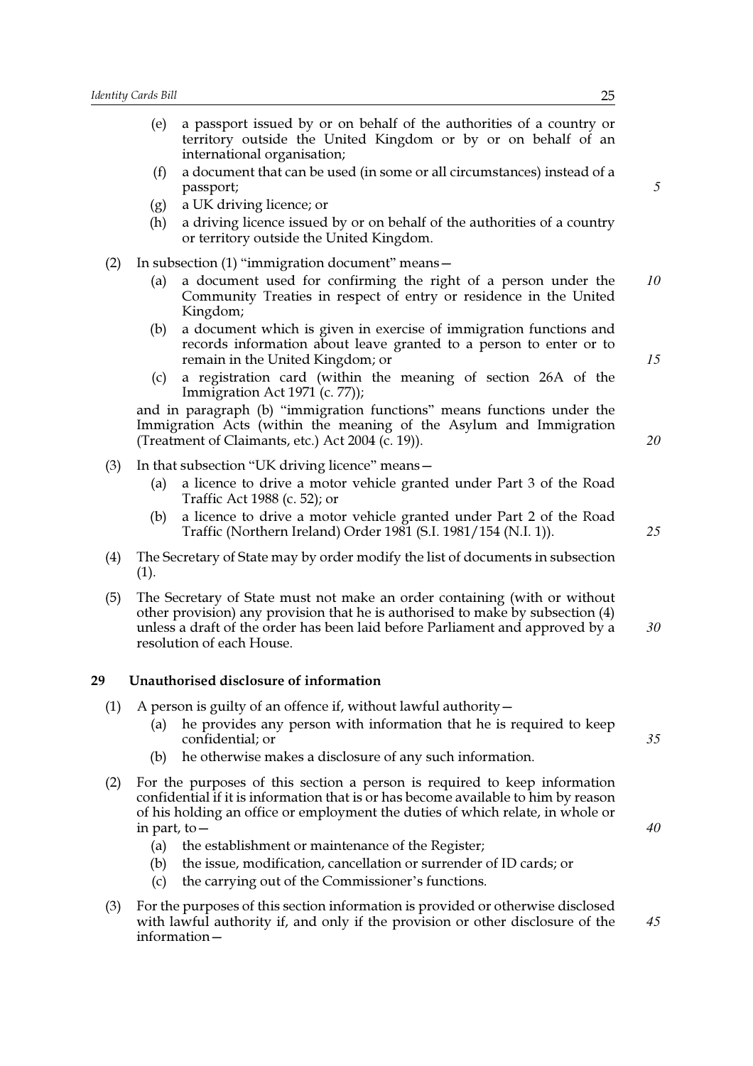- (e) a passport issued by or on behalf of the authorities of a country or territory outside the United Kingdom or by or on behalf of an international organisation;
- (f) a document that can be used (in some or all circumstances) instead of a passport;
- (g) a UK driving licence; or
- (h) a driving licence issued by or on behalf of the authorities of a country or territory outside the United Kingdom.

(2) In subsection (1) "immigration document" means—

- (a) a document used for confirming the right of a person under the Community Treaties in respect of entry or residence in the United Kingdom;
- (b) a document which is given in exercise of immigration functions and records information about leave granted to a person to enter or to remain in the United Kingdom; or
- (c) a registration card (within the meaning of section 26A of the Immigration Act 1971 (c. 77));

and in paragraph (b) "immigration functions" means functions under the Immigration Acts (within the meaning of the Asylum and Immigration (Treatment of Claimants, etc.) Act 2004 (c. 19)).

(3) In that subsection "UK driving licence" means—

- (a) a licence to drive a motor vehicle granted under Part 3 of the Road Traffic Act 1988 (c. 52); or
- (b) a licence to drive a motor vehicle granted under Part 2 of the Road Traffic (Northern Ireland) Order 1981 (S.I. 1981/154 (N.I. 1)).

(4) The Secretary of State may by order modify the list of documents in subsection (1).

(5) The Secretary of State must not make an order containing (with or without other provision) any provision that he is authorised to make by subsection (4) unless a draft of the order has been laid before Parliament and approved by a resolution of each House.

## 29 Unauthorised disclosure of information

(1) A person is guilty of an offence if, without lawful authority—

- (a) he provides any person with information that he is required to keep confidential; or
- (b) he otherwise makes a disclosure of any such information.

(2) For the purposes of this section a person is required to keep information confidential if it is information that is or has become available to him by reason of his holding an office or employment the duties of which relate, in whole or in part, to—

- (a) the establishment or maintenance of the Register;
- (b) the issue, modification, cancellation or surrender of ID cards; or
- (c) the carrying out of the Commissioner's functions.

(3) For the purposes of this section information is provided or otherwise disclosed with lawful authority if, and only if the provision or other disclosure of the information—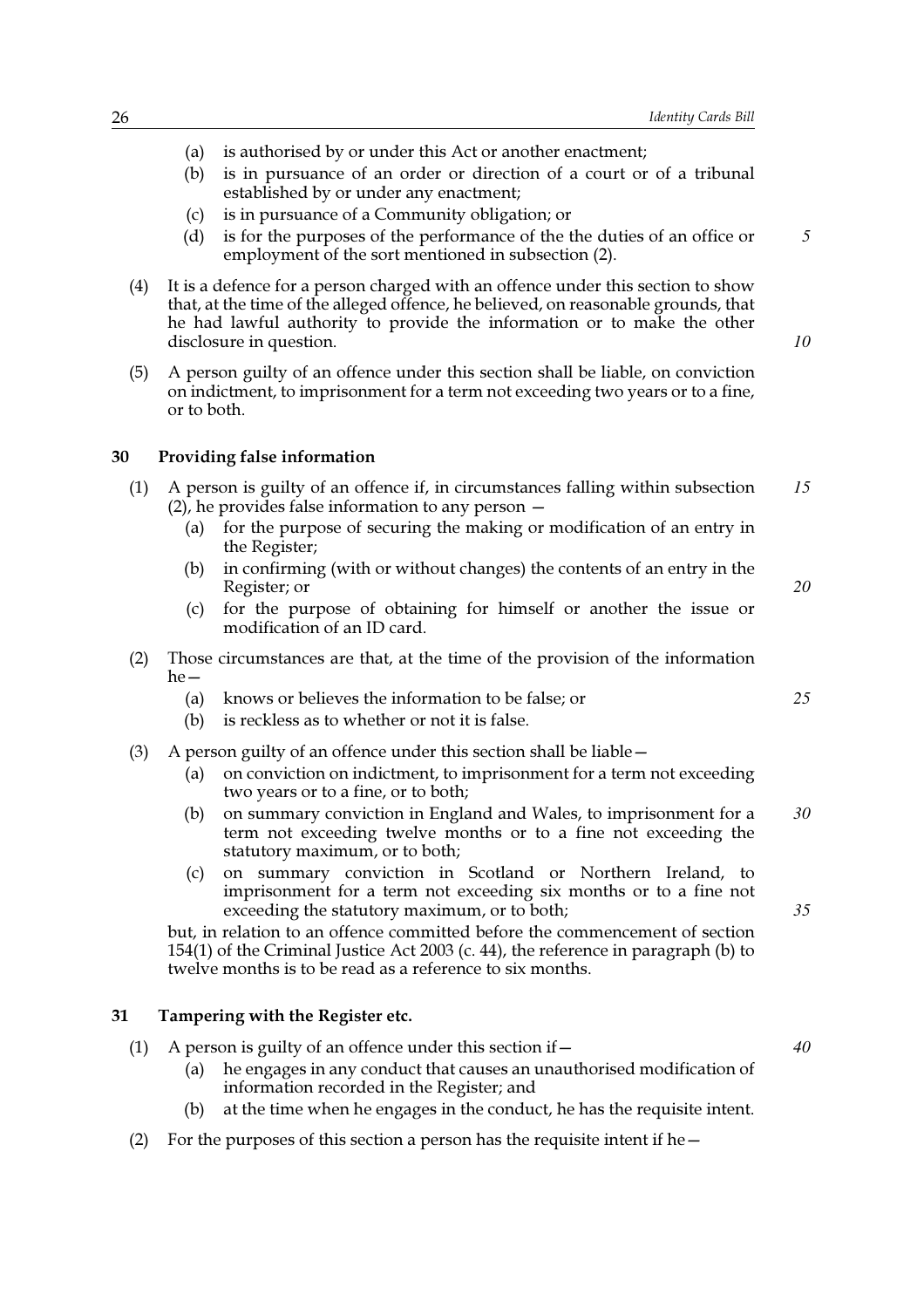(a) is authorised by or under this Act or another enactment;

(b) is in pursuance of an order or direction of a court or of a tribunal established by or under any enactment;

(c) is in pursuance of a Community obligation; or

(d) is for the purposes of the performance of the the duties of an office or employment of the sort mentioned in subsection (2).

(4) It is a defence for a person charged with an offence under this section to show that, at the time of the alleged offence, he believed, on reasonable grounds, that he had lawful authority to provide the information or to make the other disclosure in question.

(5) A person guilty of an offence under this section shall be liable, on conviction on indictment, to imprisonment for a term not exceeding two years or to a fine, or to both.

### 30 Providing false information

(1) A person is guilty of an offence if, in circumstances falling within subsection (2), he provides false information to any person —

(a) for the purpose of securing the making or modification of an entry in the Register;

(b) in confirming (with or without changes) the contents of an entry in the Register; or

(c) for the purpose of obtaining for himself or another the issue or modification of an ID card.

(2) Those circumstances are that, at the time of the provision of the information he—

(a) knows or believes the information to be false; or

(b) is reckless as to whether or not it is false.

(3) A person guilty of an offence under this section shall be liable—

(a) on conviction on indictment, to imprisonment for a term not exceeding two years or to a fine, or to both;

(b) on summary conviction in England and Wales, to imprisonment for a term not exceeding twelve months or to a fine not exceeding the statutory maximum, or to both;

(c) on summary conviction in Scotland or Northern Ireland, to imprisonment for a term not exceeding six months or to a fine not exceeding the statutory maximum, or to both;

but, in relation to an offence committed before the commencement of section 154(1) of the Criminal Justice Act 2003 (c. 44), the reference in paragraph (b) to twelve months is to be read as a reference to six months.

### 31 Tampering with the Register etc.

(1) A person is guilty of an offence under this section if—

(a) he engages in any conduct that causes an unauthorised modification of information recorded in the Register; and

(b) at the time when he engages in the conduct, he has the requisite intent.

(2) For the purposes of this section a person has the requisite intent if he—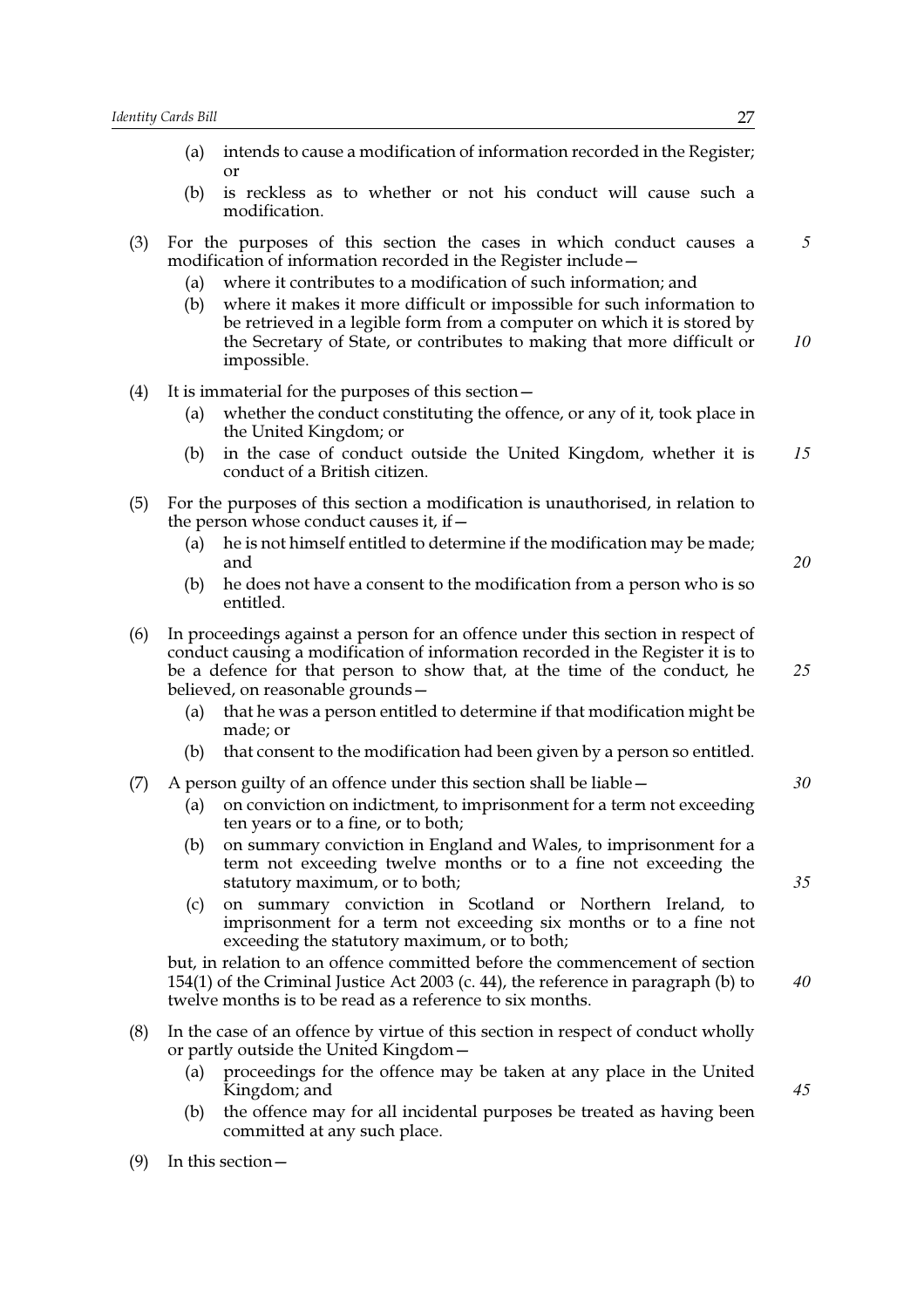(a) intends to cause a modification of information recorded in the Register; or

(b) is reckless as to whether or not his conduct will cause such a modification.

(3) For the purposes of this section the cases in which conduct causes a modification of information recorded in the Register include—

(a) where it contributes to a modification of such information; and

(b) where it makes it more difficult or impossible for such information to be retrieved in a legible form from a computer on which it is stored by the Secretary of State, or contributes to making that more difficult or impossible.

(4) It is immaterial for the purposes of this section—

(a) whether the conduct constituting the offence, or any of it, took place in the United Kingdom; or

(b) in the case of conduct outside the United Kingdom, whether it is conduct of a British citizen.

(5) For the purposes of this section a modification is unauthorised, in relation to the person whose conduct causes it, if—

(a) he is not himself entitled to determine if the modification may be made; and

(b) he does not have a consent to the modification from a person who is so entitled.

(6) In proceedings against a person for an offence under this section in respect of conduct causing a modification of information recorded in the Register it is to be a defence for that person to show that, at the time of the conduct, he believed, on reasonable grounds—

(a) that he was a person entitled to determine if that modification might be made; or

(b) that consent to the modification had been given by a person so entitled.

(7) A person guilty of an offence under this section shall be liable—

(a) on conviction on indictment, to imprisonment for a term not exceeding ten years or to a fine, or to both;

(b) on summary conviction in England and Wales, to imprisonment for a term not exceeding twelve months or to a fine not exceeding the statutory maximum, or to both;

(c) on summary conviction in Scotland or Northern Ireland, to imprisonment for a term not exceeding six months or to a fine not exceeding the statutory maximum, or to both;

but, in relation to an offence committed before the commencement of section 154(1) of the Criminal Justice Act 2003 (c. 44), the reference in paragraph (b) to twelve months is to be read as a reference to six months.

(8) In the case of an offence by virtue of this section in respect of conduct wholly or partly outside the United Kingdom—

(a) proceedings for the offence may be taken at any place in the United Kingdom; and

(b) the offence may for all incidental purposes be treated as having been committed at any such place.

(9) In this section—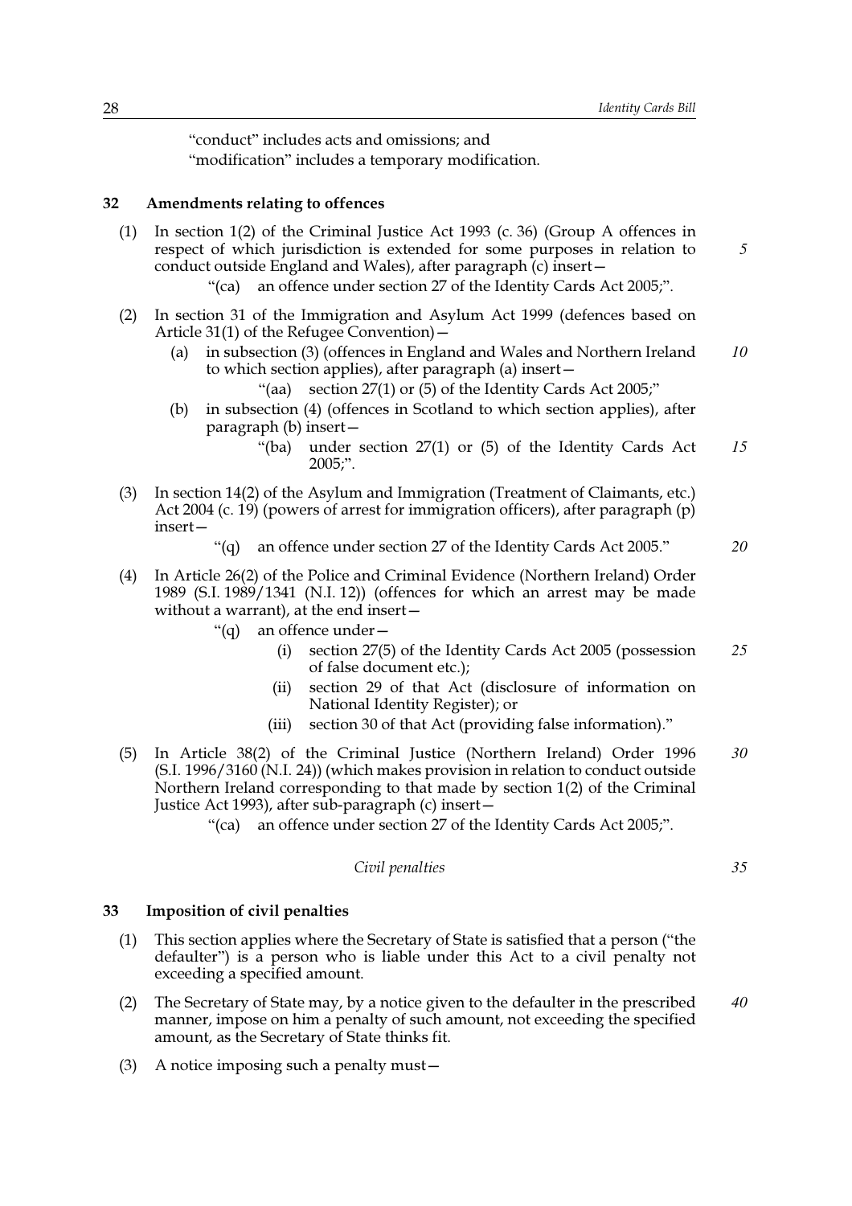"conduct" includes acts and omissions; and
"modification" includes a temporary modification.

## 32 Amendments relating to offences

(1) In section 1(2) of the Criminal Justice Act 1993 (c. 36) (Group A offences in respect of which jurisdiction is extended for some purposes in relation to conduct outside England and Wales), after paragraph (c) insert—

"(ca) an offence under section 27 of the Identity Cards Act 2005;".

(2) In section 31 of the Immigration and Asylum Act 1999 (defences based on Article 31(1) of the Refugee Convention)—

(a) in subsection (3) (offences in England and Wales and Northern Ireland to which section applies), after paragraph (a) insert—

"(aa) section 27(1) or (5) of the Identity Cards Act 2005;"

(b) in subsection (4) (offences in Scotland to which section applies), after paragraph (b) insert—

"(ba) under section 27(1) or (5) of the Identity Cards Act 2005;".

(3) In section 14(2) of the Asylum and Immigration (Treatment of Claimants, etc.) Act 2004 (c. 19) (powers of arrest for immigration officers), after paragraph (p) insert—

"(q) an offence under section 27 of the Identity Cards Act 2005."

(4) In Article 26(2) of the Police and Criminal Evidence (Northern Ireland) Order 1989 (S.I. 1989/1341 (N.I. 12)) (offences for which an arrest may be made without a warrant), at the end insert—

"(q) an offence under—

(i) section 27(5) of the Identity Cards Act 2005 (possession of false document etc.);

(ii) section 29 of that Act (disclosure of information on National Identity Register); or

(iii) section 30 of that Act (providing false information)."

(5) In Article 38(2) of the Criminal Justice (Northern Ireland) Order 1996 (S.I. 1996/3160 (N.I. 24)) (which makes provision in relation to conduct outside Northern Ireland corresponding to that made by section 1(2) of the Criminal Justice Act 1993), after sub-paragraph (c) insert—

"(ca) an offence under section 27 of the Identity Cards Act 2005;".

*Civil penalties*

## 33 Imposition of civil penalties

(1) This section applies where the Secretary of State is satisfied that a person ("the defaulter") is a person who is liable under this Act to a civil penalty not exceeding a specified amount.

(2) The Secretary of State may, by a notice given to the defaulter in the prescribed manner, impose on him a penalty of such amount, not exceeding the specified amount, as the Secretary of State thinks fit.

(3) A notice imposing such a penalty must—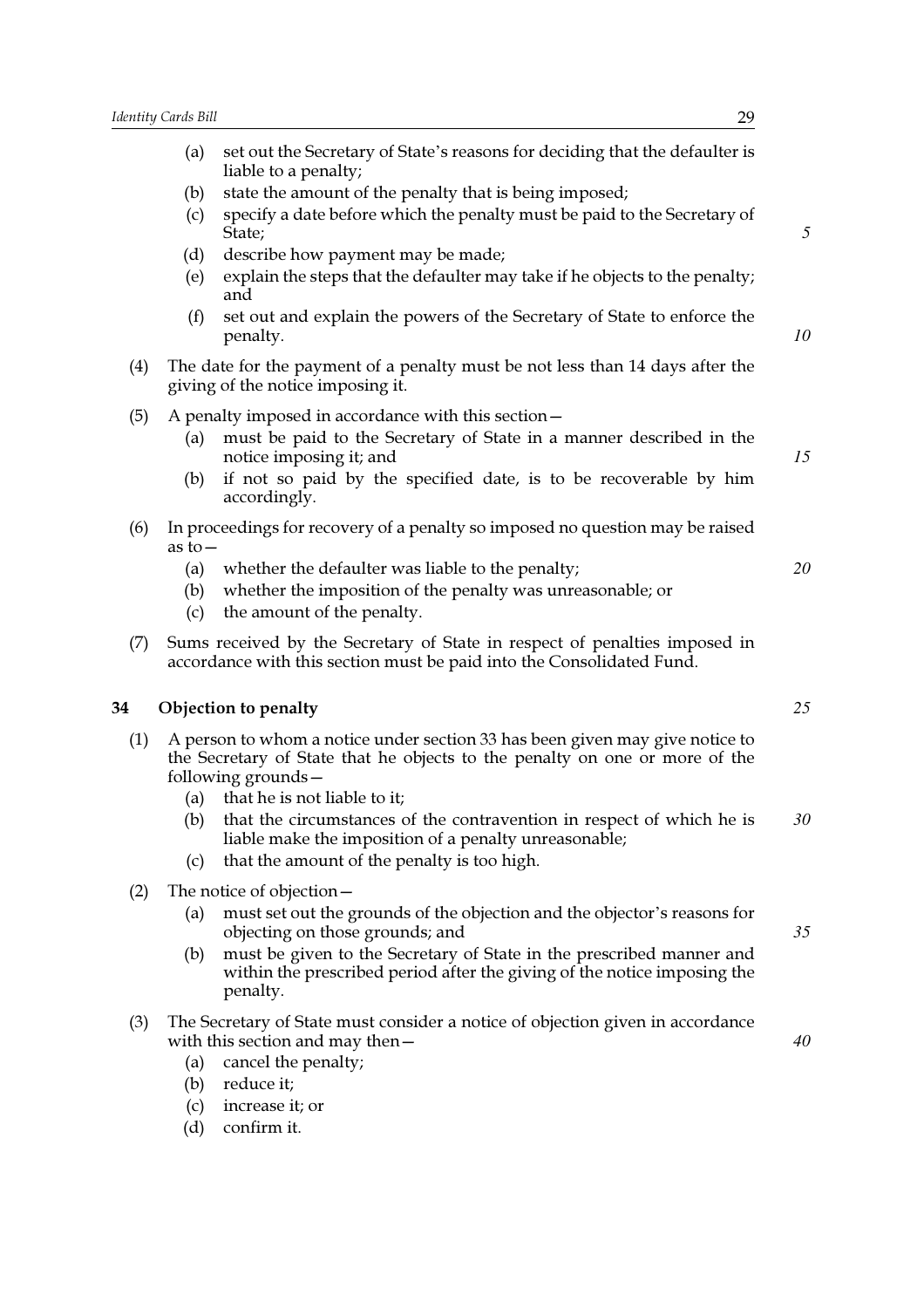(a) set out the Secretary of State's reasons for deciding that the defaulter is liable to a penalty;

(b) state the amount of the penalty that is being imposed;

(c) specify a date before which the penalty must be paid to the Secretary of State;

(d) describe how payment may be made;

(e) explain the steps that the defaulter may take if he objects to the penalty; and

(f) set out and explain the powers of the Secretary of State to enforce the penalty.

(4) The date for the payment of a penalty must be not less than 14 days after the giving of the notice imposing it.

(5) A penalty imposed in accordance with this section—

(a) must be paid to the Secretary of State in a manner described in the notice imposing it; and

(b) if not so paid by the specified date, is to be recoverable by him accordingly.

(6) In proceedings for recovery of a penalty so imposed no question may be raised as to—

(a) whether the defaulter was liable to the penalty;

(b) whether the imposition of the penalty was unreasonable; or

(c) the amount of the penalty.

(7) Sums received by the Secretary of State in respect of penalties imposed in accordance with this section must be paid into the Consolidated Fund.

## 34 Objection to penalty

(1) A person to whom a notice under section 33 has been given may give notice to the Secretary of State that he objects to the penalty on one or more of the following grounds—

(a) that he is not liable to it;

(b) that the circumstances of the contravention in respect of which he is liable make the imposition of a penalty unreasonable;

(c) that the amount of the penalty is too high.

(2) The notice of objection—

(a) must set out the grounds of the objection and the objector's reasons for objecting on those grounds; and

(b) must be given to the Secretary of State in the prescribed manner and within the prescribed period after the giving of the notice imposing the penalty.

(3) The Secretary of State must consider a notice of objection given in accordance with this section and may then—

(a) cancel the penalty;

(b) reduce it;

(c) increase it; or

(d) confirm it.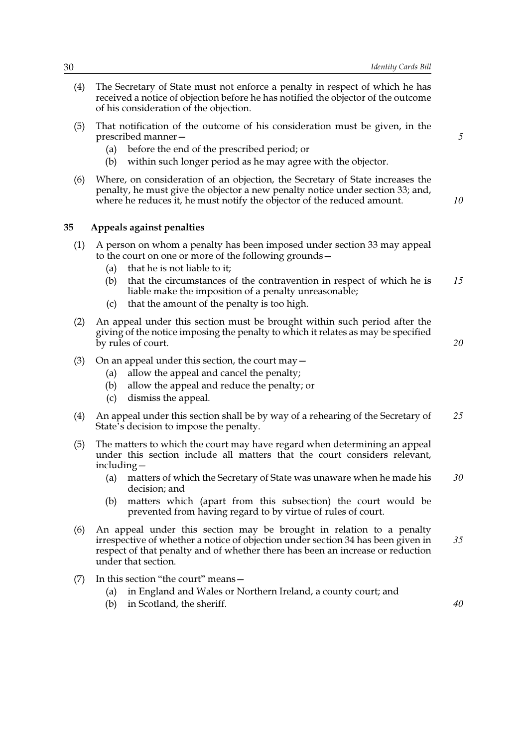(4) The Secretary of State must not enforce a penalty in respect of which he has received a notice of objection before he has notified the objector of the outcome of his consideration of the objection.

(5) That notification of the outcome of his consideration must be given, in the prescribed manner—
   (a) before the end of the prescribed period; or
   (b) within such longer period as he may agree with the objector.

(6) Where, on consideration of an objection, the Secretary of State increases the penalty, he must give the objector a new penalty notice under section 33; and, where he reduces it, he must notify the objector of the reduced amount.

### 35 Appeals against penalties

(1) A person on whom a penalty has been imposed under section 33 may appeal to the court on one or more of the following grounds—
   (a) that he is not liable to it;
   (b) that the circumstances of the contravention in respect of which he is liable make the imposition of a penalty unreasonable;
   (c) that the amount of the penalty is too high.

(2) An appeal under this section must be brought within such period after the giving of the notice imposing the penalty to which it relates as may be specified by rules of court.

(3) On an appeal under this section, the court may—
   (a) allow the appeal and cancel the penalty;
   (b) allow the appeal and reduce the penalty; or
   (c) dismiss the appeal.

(4) An appeal under this section shall be by way of a rehearing of the Secretary of State's decision to impose the penalty.

(5) The matters to which the court may have regard when determining an appeal under this section include all matters that the court considers relevant, including—
   (a) matters of which the Secretary of State was unaware when he made his decision; and
   (b) matters which (apart from this subsection) the court would be prevented from having regard to by virtue of rules of court.

(6) An appeal under this section may be brought in relation to a penalty irrespective of whether a notice of objection under section 34 has been given in respect of that penalty and of whether there has been an increase or reduction under that section.

(7) In this section "the court" means—
   (a) in England and Wales or Northern Ireland, a county court; and
   (b) in Scotland, the sheriff.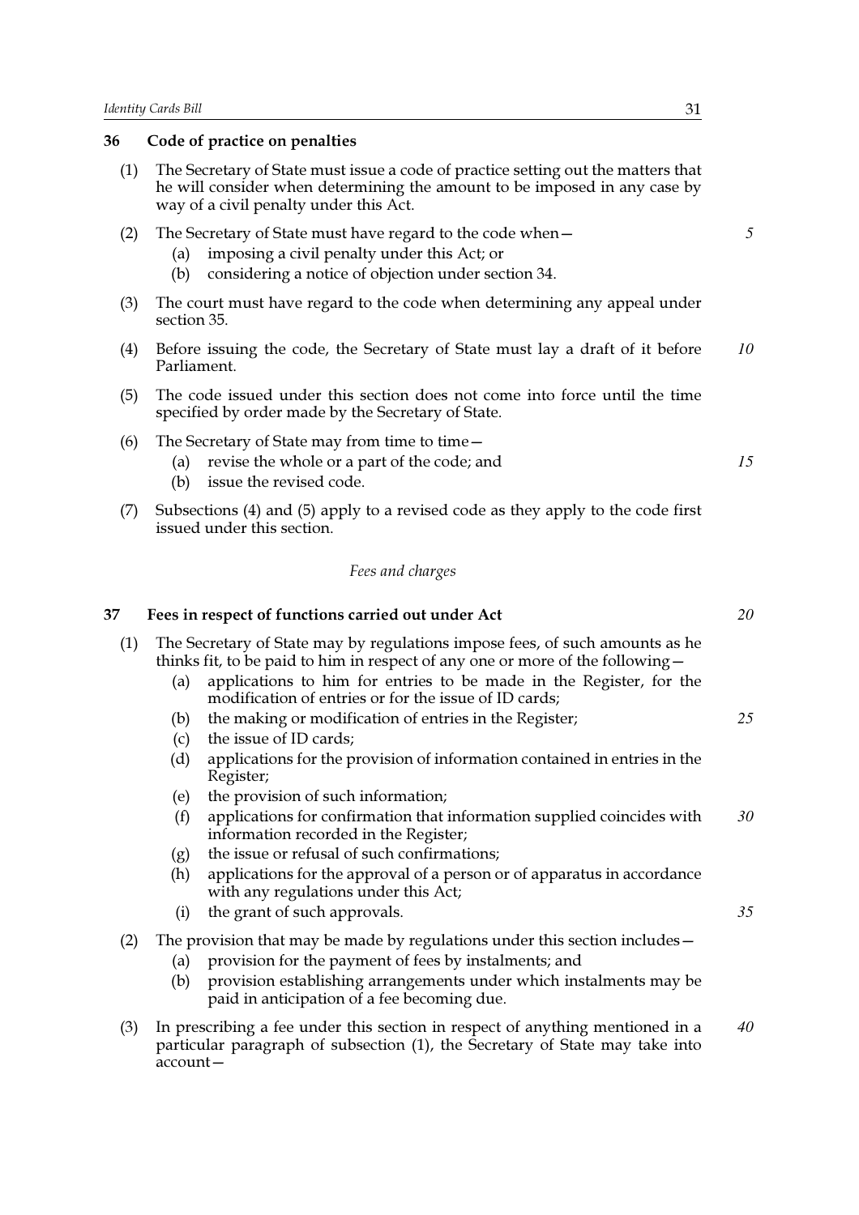### 36 Code of practice on penalties

(1) The Secretary of State must issue a code of practice setting out the matters that he will consider when determining the amount to be imposed in any case by way of a civil penalty under this Act.

(2) The Secretary of State must have regard to the code when—

- (a) imposing a civil penalty under this Act; or
- (b) considering a notice of objection under section 34.

(3) The court must have regard to the code when determining any appeal under section 35.

(4) Before issuing the code, the Secretary of State must lay a draft of it before Parliament.

(5) The code issued under this section does not come into force until the time specified by order made by the Secretary of State.

(6) The Secretary of State may from time to time—

- (a) revise the whole or a part of the code; and
- (b) issue the revised code.

(7) Subsections (4) and (5) apply to a revised code as they apply to the code first issued under this section.

*Fees and charges*

### 37 Fees in respect of functions carried out under Act

(1) The Secretary of State may by regulations impose fees, of such amounts as he thinks fit, to be paid to him in respect of any one or more of the following—

- (a) applications to him for entries to be made in the Register, for the modification of entries or for the issue of ID cards;
- (b) the making or modification of entries in the Register;
- (c) the issue of ID cards;
- (d) applications for the provision of information contained in entries in the Register;
- (e) the provision of such information;
- (f) applications for confirmation that information supplied coincides with information recorded in the Register;
- (g) the issue or refusal of such confirmations;
- (h) applications for the approval of a person or of apparatus in accordance with any regulations under this Act;
- (i) the grant of such approvals.

(2) The provision that may be made by regulations under this section includes—

- (a) provision for the payment of fees by instalments; and
- (b) provision establishing arrangements under which instalments may be paid in anticipation of a fee becoming due.

(3) In prescribing a fee under this section in respect of anything mentioned in a particular paragraph of subsection (1), the Secretary of State may take into account—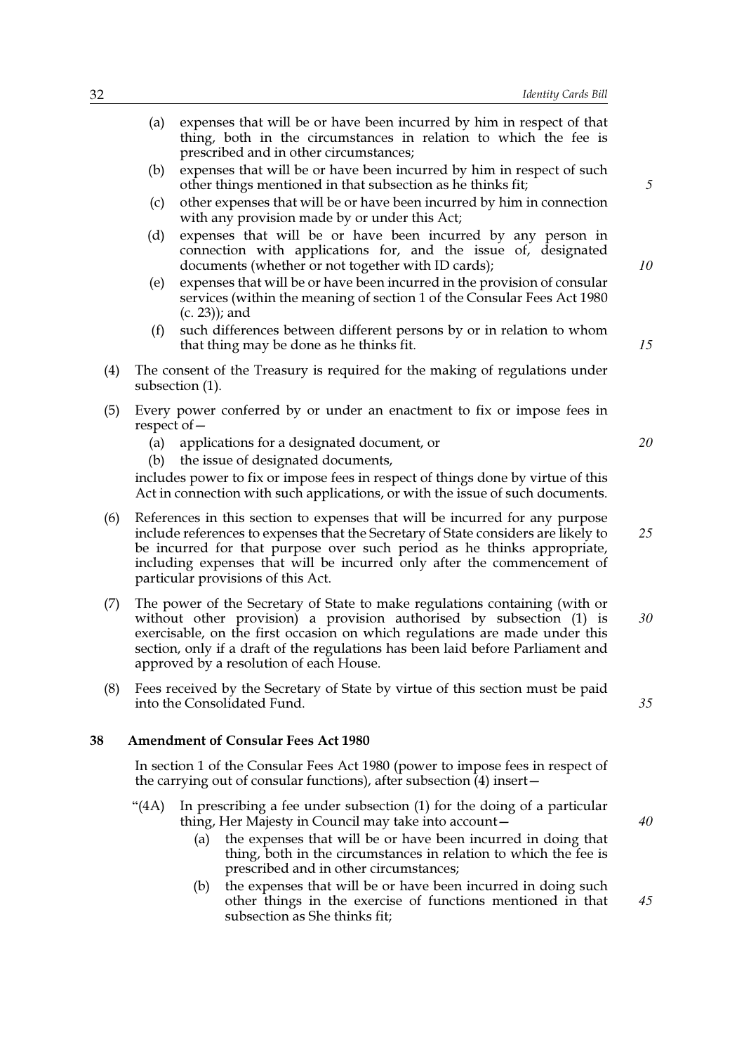(a) expenses that will be or have been incurred by him in respect of that thing, both in the circumstances in relation to which the fee is prescribed and in other circumstances;

(b) expenses that will be or have been incurred by him in respect of such other things mentioned in that subsection as he thinks fit;

(c) other expenses that will be or have been incurred by him in connection with any provision made by or under this Act;

(d) expenses that will be or have been incurred by any person in connection with applications for, and the issue of, designated documents (whether or not together with ID cards);

(e) expenses that will be or have been incurred in the provision of consular services (within the meaning of section 1 of the Consular Fees Act 1980 (c. 23)); and

(f) such differences between different persons by or in relation to whom that thing may be done as he thinks fit.

(4) The consent of the Treasury is required for the making of regulations under subsection (1).

(5) Every power conferred by or under an enactment to fix or impose fees in respect of—

(a) applications for a designated document, or

(b) the issue of designated documents,

includes power to fix or impose fees in respect of things done by virtue of this Act in connection with such applications, or with the issue of such documents.

(6) References in this section to expenses that will be incurred for any purpose include references to expenses that the Secretary of State considers are likely to be incurred for that purpose over such period as he thinks appropriate, including expenses that will be incurred only after the commencement of particular provisions of this Act.

(7) The power of the Secretary of State to make regulations containing (with or without other provision) a provision authorised by subsection (1) is exercisable, on the first occasion on which regulations are made under this section, only if a draft of the regulations has been laid before Parliament and approved by a resolution of each House.

(8) Fees received by the Secretary of State by virtue of this section must be paid into the Consolidated Fund.

### 38 Amendment of Consular Fees Act 1980

In section 1 of the Consular Fees Act 1980 (power to impose fees in respect of the carrying out of consular functions), after subsection (4) insert—

"(4A) In prescribing a fee under subsection (1) for the doing of a particular thing, Her Majesty in Council may take into account—

(a) the expenses that will be or have been incurred in doing that thing, both in the circumstances in relation to which the fee is prescribed and in other circumstances;

(b) the expenses that will be or have been incurred in doing such other things in the exercise of functions mentioned in that subsection as She thinks fit;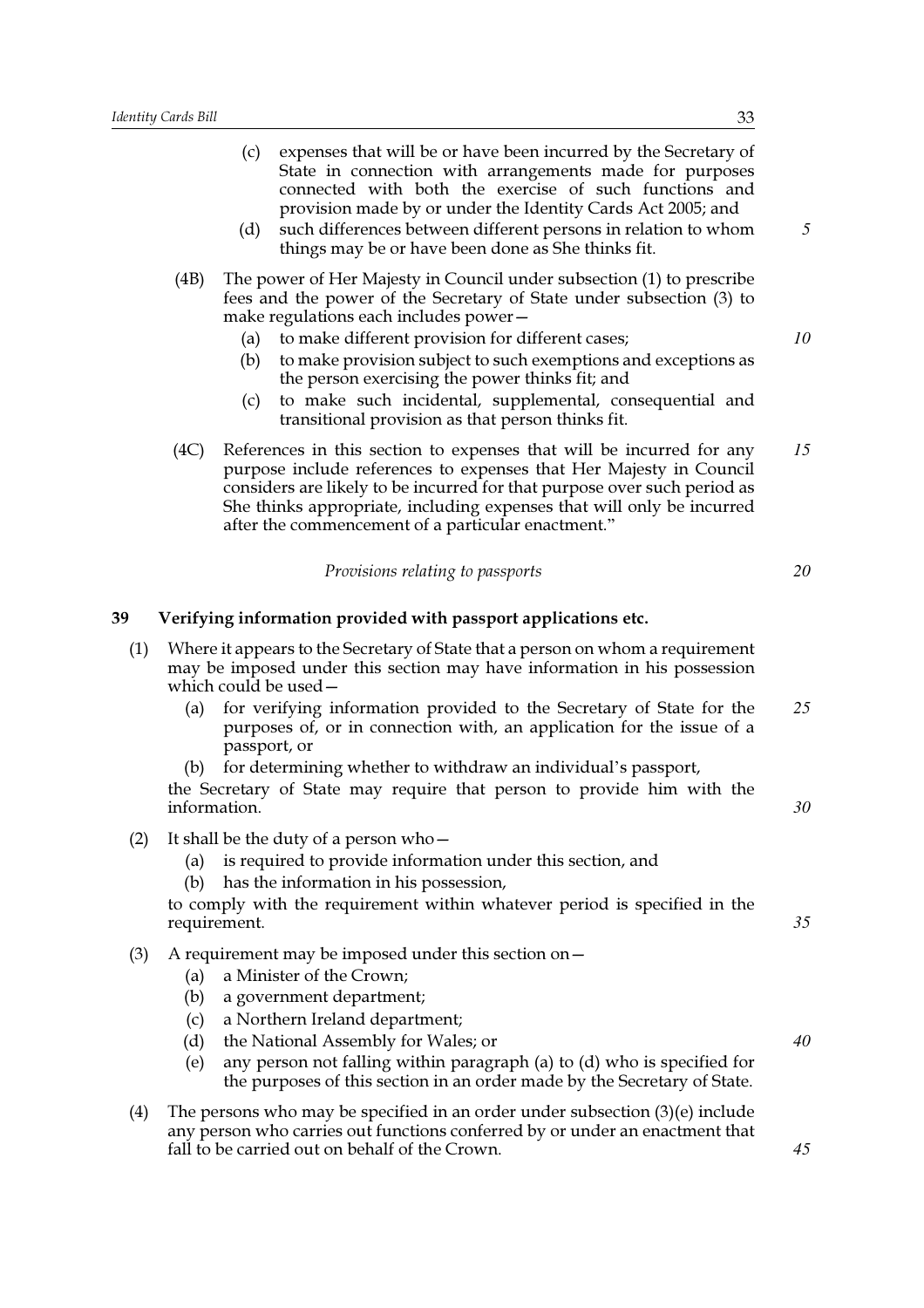(c) expenses that will be or have been incurred by the Secretary of State in connection with arrangements made for purposes connected with both the exercise of such functions and provision made by or under the Identity Cards Act 2005; and

(d) such differences between different persons in relation to whom things may be or have been done as She thinks fit.

(4B) The power of Her Majesty in Council under subsection (1) to prescribe fees and the power of the Secretary of State under subsection (3) to make regulations each includes power—

(a) to make different provision for different cases;

(b) to make provision subject to such exemptions and exceptions as the person exercising the power thinks fit; and

(c) to make such incidental, supplemental, consequential and transitional provision as that person thinks fit.

(4C) References in this section to expenses that will be incurred for any purpose include references to expenses that Her Majesty in Council considers are likely to be incurred for that purpose over such period as She thinks appropriate, including expenses that will only be incurred after the commencement of a particular enactment."

*Provisions relating to passports*

## 39 Verifying information provided with passport applications etc.

(1) Where it appears to the Secretary of State that a person on whom a requirement may be imposed under this section may have information in his possession which could be used—

(a) for verifying information provided to the Secretary of State for the purposes of, or in connection with, an application for the issue of a passport, or

(b) for determining whether to withdraw an individual's passport,

the Secretary of State may require that person to provide him with the information.

(2) It shall be the duty of a person who—

(a) is required to provide information under this section, and

(b) has the information in his possession,

to comply with the requirement within whatever period is specified in the requirement.

(3) A requirement may be imposed under this section on—

(a) a Minister of the Crown;

(b) a government department;

(c) a Northern Ireland department;

(d) the National Assembly for Wales; or

(e) any person not falling within paragraph (a) to (d) who is specified for the purposes of this section in an order made by the Secretary of State.

(4) The persons who may be specified in an order under subsection (3)(e) include any person who carries out functions conferred by or under an enactment that fall to be carried out on behalf of the Crown.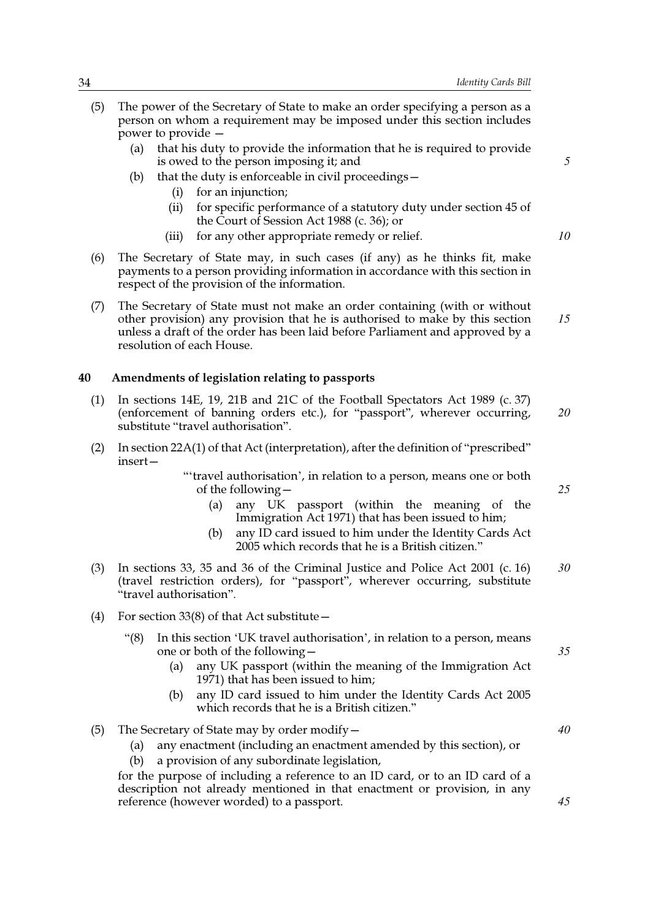(5) The power of the Secretary of State to make an order specifying a person as a person on whom a requirement may be imposed under this section includes power to provide —

  (a) that his duty to provide the information that he is required to provide is owed to the person imposing it; and

  (b) that the duty is enforceable in civil proceedings—

    (i) for an injunction;

    (ii) for specific performance of a statutory duty under section 45 of the Court of Session Act 1988 (c. 36); or

    (iii) for any other appropriate remedy or relief.

(6) The Secretary of State may, in such cases (if any) as he thinks fit, make payments to a person providing information in accordance with this section in respect of the provision of the information.

(7) The Secretary of State must not make an order containing (with or without other provision) any provision that he is authorised to make by this section unless a draft of the order has been laid before Parliament and approved by a resolution of each House.

## 40 Amendments of legislation relating to passports

(1) In sections 14E, 19, 21B and 21C of the Football Spectators Act 1989 (c. 37) (enforcement of banning orders etc.), for "passport", wherever occurring, substitute "travel authorisation".

(2) In section 22A(1) of that Act (interpretation), after the definition of "prescribed" insert—

> "'travel authorisation', in relation to a person, means one or both of the following—
>
> (a) any UK passport (within the meaning of the Immigration Act 1971) that has been issued to him;
>
> (b) any ID card issued to him under the Identity Cards Act 2005 which records that he is a British citizen."

(3) In sections 33, 35 and 36 of the Criminal Justice and Police Act 2001 (c. 16) (travel restriction orders), for "passport", wherever occurring, substitute "travel authorisation".

(4) For section 33(8) of that Act substitute—

> "(8) In this section 'UK travel authorisation', in relation to a person, means one or both of the following—
>
> (a) any UK passport (within the meaning of the Immigration Act 1971) that has been issued to him;
>
> (b) any ID card issued to him under the Identity Cards Act 2005 which records that he is a British citizen."

(5) The Secretary of State may by order modify—

  (a) any enactment (including an enactment amended by this section), or

  (b) a provision of any subordinate legislation,

for the purpose of including a reference to an ID card, or to an ID card of a description not already mentioned in that enactment or provision, in any reference (however worded) to a passport.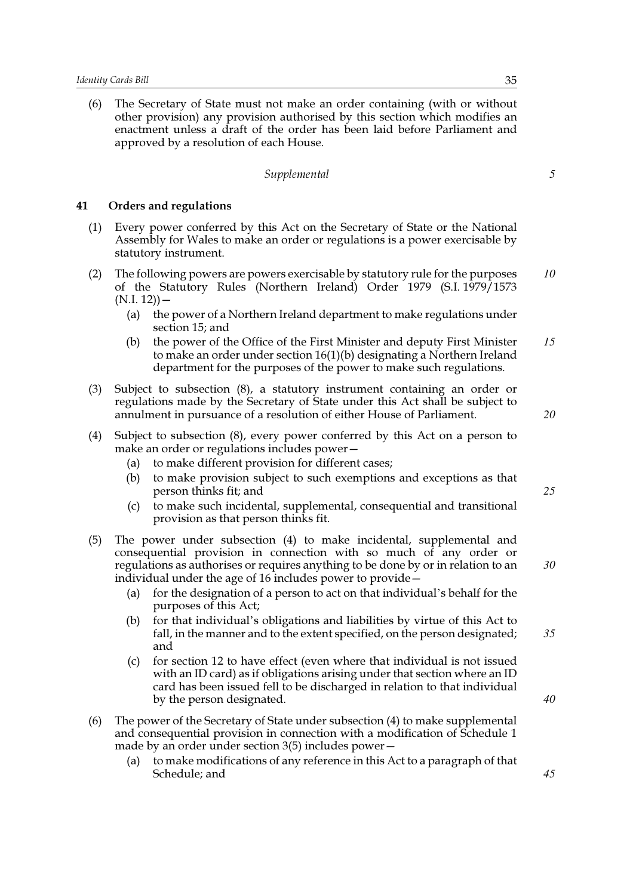(6) The Secretary of State must not make an order containing (with or without other provision) any provision authorised by this section which modifies an enactment unless a draft of the order has been laid before Parliament and approved by a resolution of each House.

*Supplemental*

## 41 Orders and regulations

(1) Every power conferred by this Act on the Secretary of State or the National Assembly for Wales to make an order or regulations is a power exercisable by statutory instrument.

(2) The following powers are powers exercisable by statutory rule for the purposes of the Statutory Rules (Northern Ireland) Order 1979 (S.I. 1979/1573 (N.I. 12))—

- (a) the power of a Northern Ireland department to make regulations under section 15; and
- (b) the power of the Office of the First Minister and deputy First Minister to make an order under section 16(1)(b) designating a Northern Ireland department for the purposes of the power to make such regulations.

(3) Subject to subsection (8), a statutory instrument containing an order or regulations made by the Secretary of State under this Act shall be subject to annulment in pursuance of a resolution of either House of Parliament.

(4) Subject to subsection (8), every power conferred by this Act on a person to make an order or regulations includes power—

- (a) to make different provision for different cases;
- (b) to make provision subject to such exemptions and exceptions as that person thinks fit; and
- (c) to make such incidental, supplemental, consequential and transitional provision as that person thinks fit.

(5) The power under subsection (4) to make incidental, supplemental and consequential provision in connection with so much of any order or regulations as authorises or requires anything to be done by or in relation to an individual under the age of 16 includes power to provide—

- (a) for the designation of a person to act on that individual's behalf for the purposes of this Act;
- (b) for that individual's obligations and liabilities by virtue of this Act to fall, in the manner and to the extent specified, on the person designated; and
- (c) for section 12 to have effect (even where that individual is not issued with an ID card) as if obligations arising under that section where an ID card has been issued fell to be discharged in relation to that individual by the person designated.

(6) The power of the Secretary of State under subsection (4) to make supplemental and consequential provision in connection with a modification of Schedule 1 made by an order under section 3(5) includes power—

- (a) to make modifications of any reference in this Act to a paragraph of that Schedule; and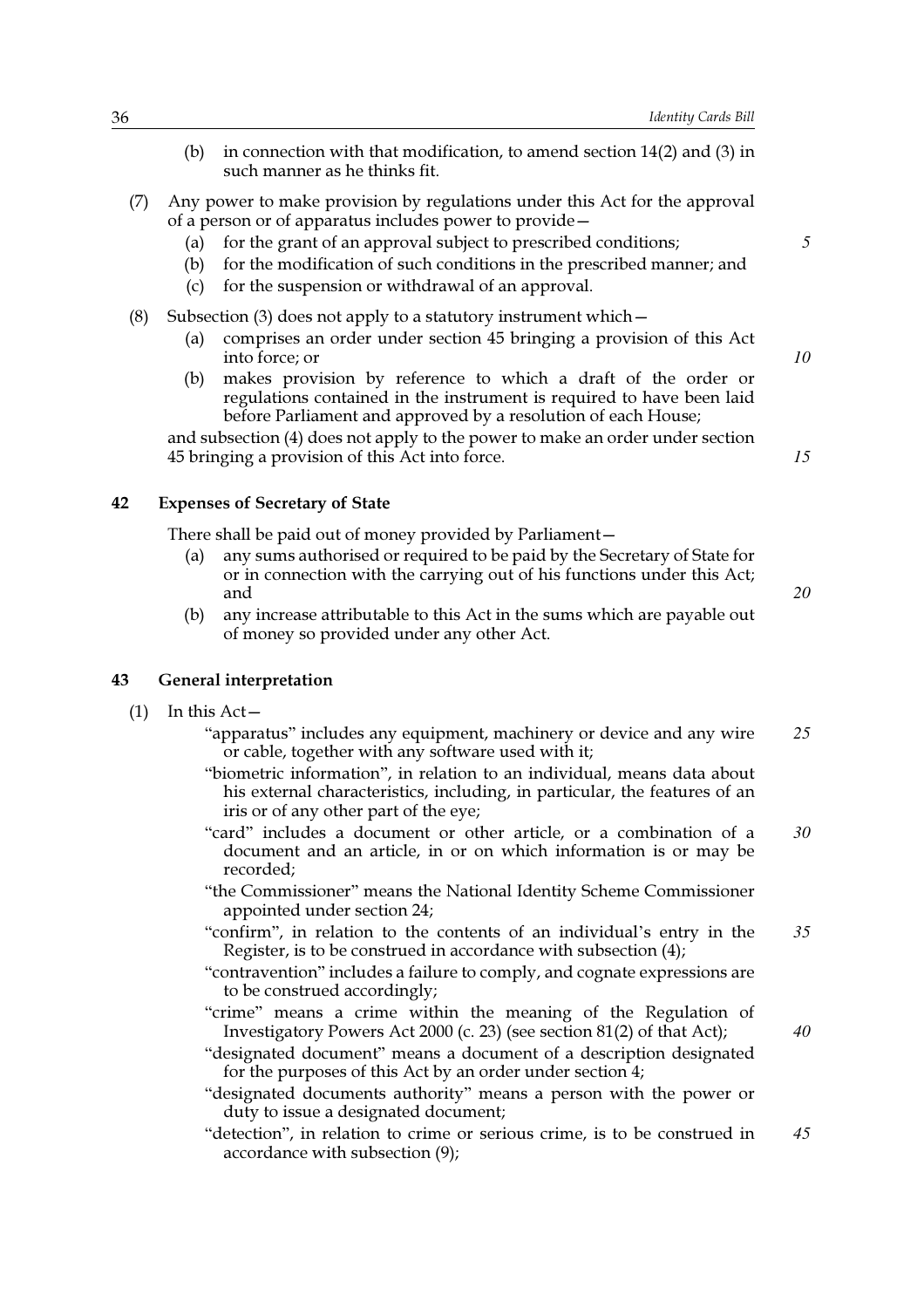(b) in connection with that modification, to amend section 14(2) and (3) in such manner as he thinks fit.

(7) Any power to make provision by regulations under this Act for the approval of a person or of apparatus includes power to provide—

(a) for the grant of an approval subject to prescribed conditions;

(b) for the modification of such conditions in the prescribed manner; and

(c) for the suspension or withdrawal of an approval.

(8) Subsection (3) does not apply to a statutory instrument which—

(a) comprises an order under section 45 bringing a provision of this Act into force; or

(b) makes provision by reference to which a draft of the order or regulations contained in the instrument is required to have been laid before Parliament and approved by a resolution of each House;

and subsection (4) does not apply to the power to make an order under section 45 bringing a provision of this Act into force.

### 42 Expenses of Secretary of State

There shall be paid out of money provided by Parliament—

(a) any sums authorised or required to be paid by the Secretary of State for or in connection with the carrying out of his functions under this Act; and

(b) any increase attributable to this Act in the sums which are payable out of money so provided under any other Act.

### 43 General interpretation

(1) In this Act—

"apparatus" includes any equipment, machinery or device and any wire or cable, together with any software used with it;

"biometric information", in relation to an individual, means data about his external characteristics, including, in particular, the features of an iris or of any other part of the eye;

"card" includes a document or other article, or a combination of a document and an article, in or on which information is or may be recorded;

"the Commissioner" means the National Identity Scheme Commissioner appointed under section 24;

"confirm", in relation to the contents of an individual's entry in the Register, is to be construed in accordance with subsection (4);

"contravention" includes a failure to comply, and cognate expressions are to be construed accordingly;

"crime" means a crime within the meaning of the Regulation of Investigatory Powers Act 2000 (c. 23) (see section 81(2) of that Act);

"designated document" means a document of a description designated for the purposes of this Act by an order under section 4;

"designated documents authority" means a person with the power or duty to issue a designated document;

"detection", in relation to crime or serious crime, is to be construed in accordance with subsection (9);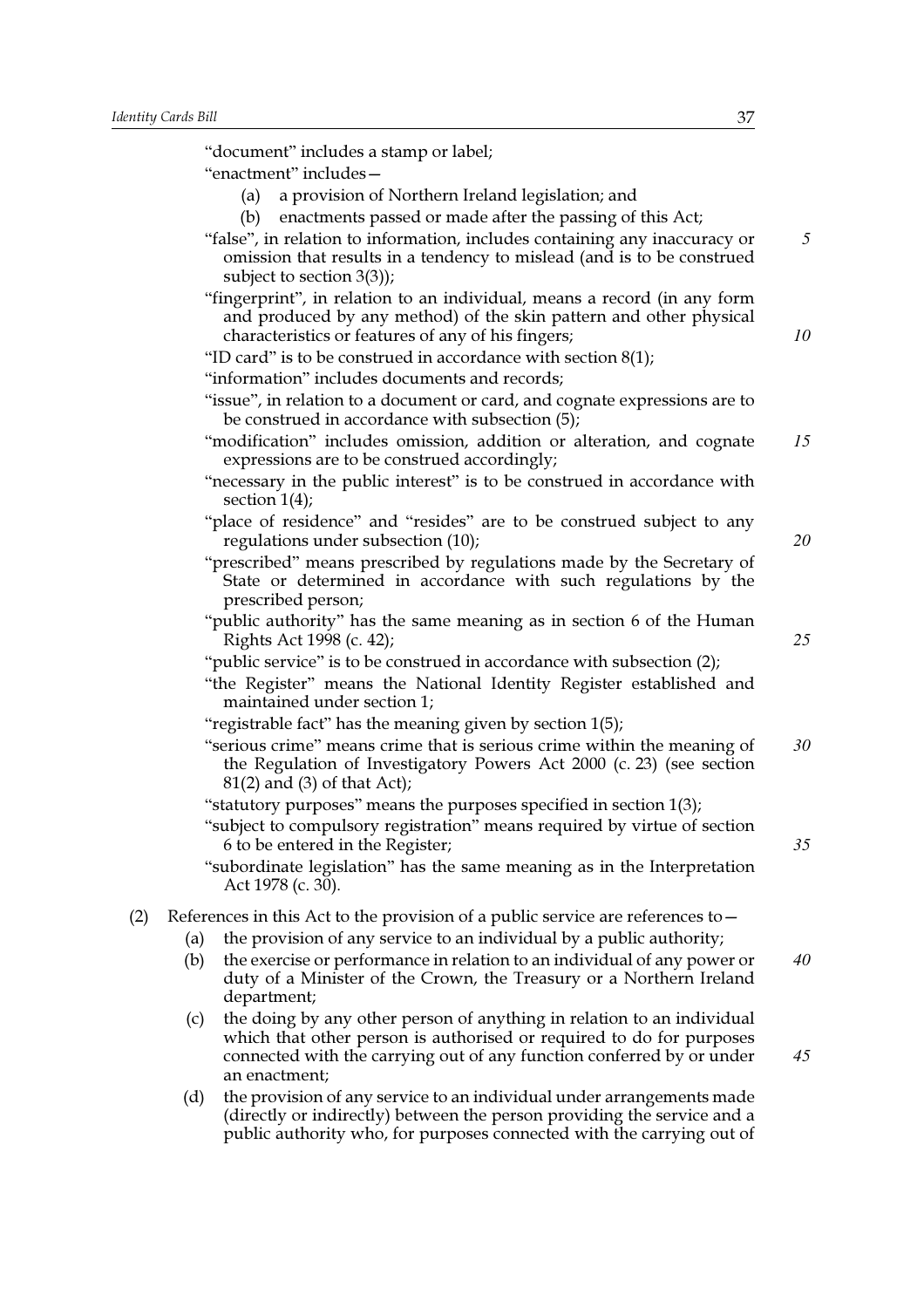"document" includes a stamp or label;

"enactment" includes—

- (a) a provision of Northern Ireland legislation; and
- (b) enactments passed or made after the passing of this Act;

"false", in relation to information, includes containing any inaccuracy or omission that results in a tendency to mislead (and is to be construed subject to section 3(3));

"fingerprint", in relation to an individual, means a record (in any form and produced by any method) of the skin pattern and other physical characteristics or features of any of his fingers;

"ID card" is to be construed in accordance with section 8(1);

"information" includes documents and records;

"issue", in relation to a document or card, and cognate expressions are to be construed in accordance with subsection (5);

"modification" includes omission, addition or alteration, and cognate expressions are to be construed accordingly;

"necessary in the public interest" is to be construed in accordance with section 1(4);

"place of residence" and "resides" are to be construed subject to any regulations under subsection (10);

"prescribed" means prescribed by regulations made by the Secretary of State or determined in accordance with such regulations by the prescribed person;

"public authority" has the same meaning as in section 6 of the Human Rights Act 1998 (c. 42);

"public service" is to be construed in accordance with subsection (2);

"the Register" means the National Identity Register established and maintained under section 1;

"registrable fact" has the meaning given by section 1(5);

"serious crime" means crime that is serious crime within the meaning of the Regulation of Investigatory Powers Act 2000 (c. 23) (see section 81(2) and (3) of that Act);

"statutory purposes" means the purposes specified in section 1(3);

"subject to compulsory registration" means required by virtue of section 6 to be entered in the Register;

"subordinate legislation" has the same meaning as in the Interpretation Act 1978 (c. 30).

(2) References in this Act to the provision of a public service are references to—

- (a) the provision of any service to an individual by a public authority;
- (b) the exercise or performance in relation to an individual of any power or duty of a Minister of the Crown, the Treasury or a Northern Ireland department;
- (c) the doing by any other person of anything in relation to an individual which that other person is authorised or required to do for purposes connected with the carrying out of any function conferred by or under an enactment;
- (d) the provision of any service to an individual under arrangements made (directly or indirectly) between the person providing the service and a public authority who, for purposes connected with the carrying out of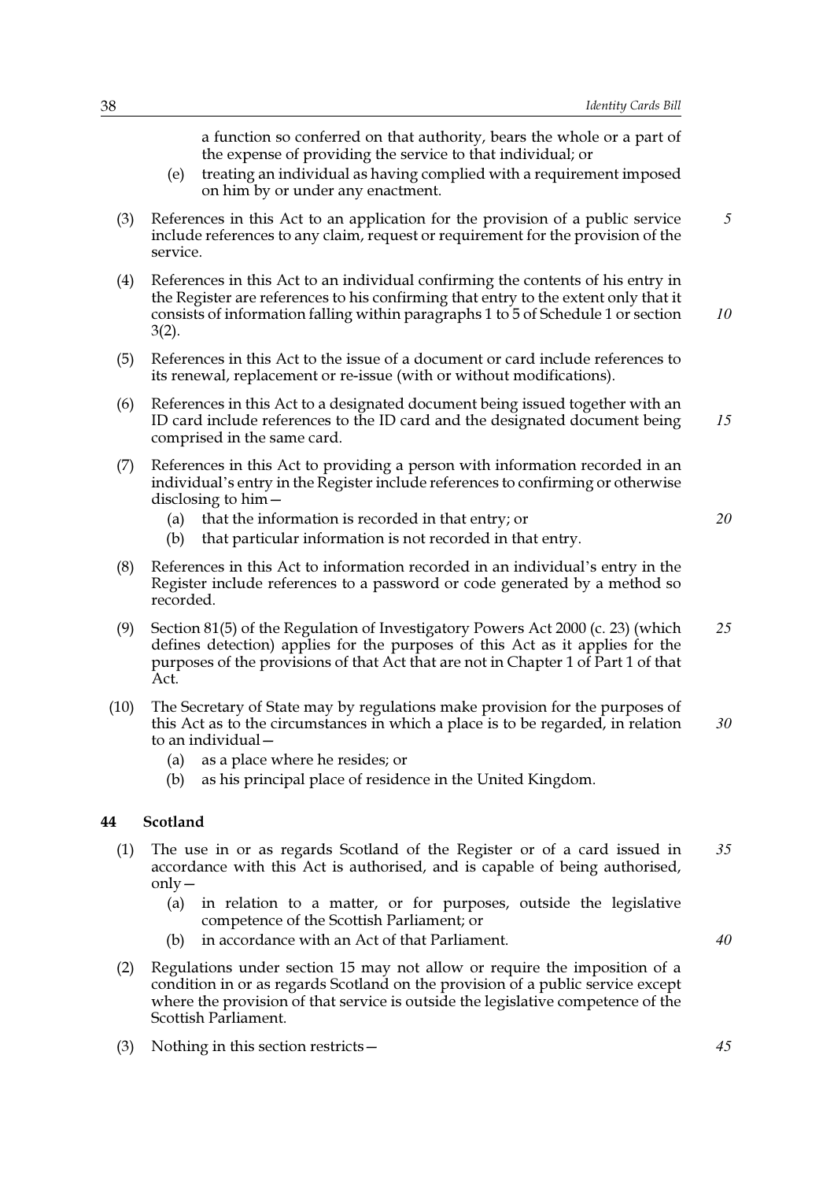a function so conferred on that authority, bears the whole or a part of the expense of providing the service to that individual; or

(e) treating an individual as having complied with a requirement imposed on him by or under any enactment.

(3) References in this Act to an application for the provision of a public service include references to any claim, request or requirement for the provision of the service.

(4) References in this Act to an individual confirming the contents of his entry in the Register are references to his confirming that entry to the extent only that it consists of information falling within paragraphs 1 to 5 of Schedule 1 or section 3(2).

(5) References in this Act to the issue of a document or card include references to its renewal, replacement or re-issue (with or without modifications).

(6) References in this Act to a designated document being issued together with an ID card include references to the ID card and the designated document being comprised in the same card.

(7) References in this Act to providing a person with information recorded in an individual's entry in the Register include references to confirming or otherwise disclosing to him—

(a) that the information is recorded in that entry; or

(b) that particular information is not recorded in that entry.

(8) References in this Act to information recorded in an individual's entry in the Register include references to a password or code generated by a method so recorded.

(9) Section 81(5) of the Regulation of Investigatory Powers Act 2000 (c. 23) (which defines detection) applies for the purposes of this Act as it applies for the purposes of the provisions of that Act that are not in Chapter 1 of Part 1 of that Act.

(10) The Secretary of State may by regulations make provision for the purposes of this Act as to the circumstances in which a place is to be regarded, in relation to an individual—

(a) as a place where he resides; or

(b) as his principal place of residence in the United Kingdom.

### 44 Scotland

(1) The use in or as regards Scotland of the Register or of a card issued in accordance with this Act is authorised, and is capable of being authorised, only—

(a) in relation to a matter, or for purposes, outside the legislative competence of the Scottish Parliament; or

(b) in accordance with an Act of that Parliament.

(2) Regulations under section 15 may not allow or require the imposition of a condition in or as regards Scotland on the provision of a public service except where the provision of that service is outside the legislative competence of the Scottish Parliament.

(3) Nothing in this section restricts—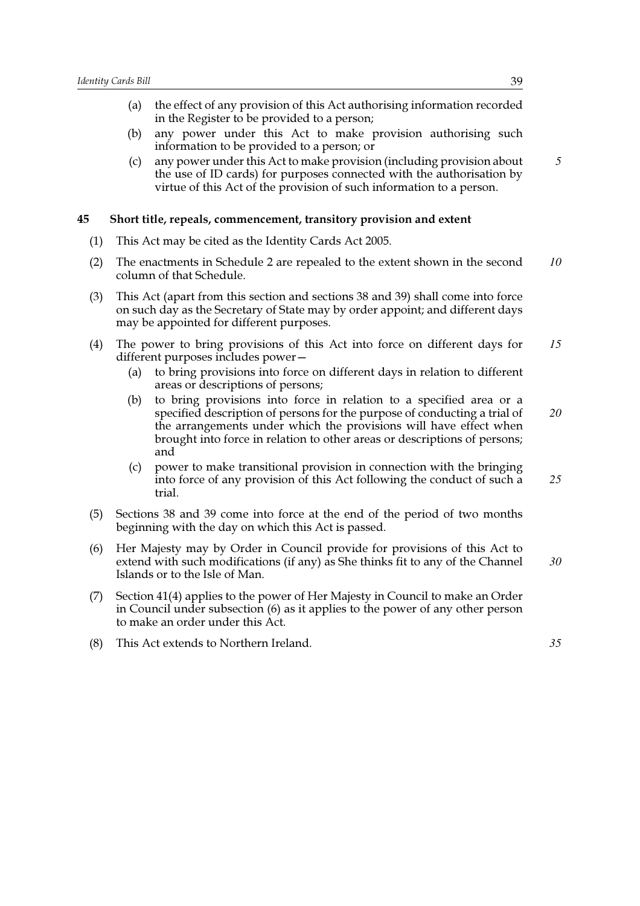(a) the effect of any provision of this Act authorising information recorded in the Register to be provided to a person;

(b) any power under this Act to make provision authorising such information to be provided to a person; or

(c) any power under this Act to make provision (including provision about the use of ID cards) for purposes connected with the authorisation by virtue of this Act of the provision of such information to a person.

## 45 Short title, repeals, commencement, transitory provision and extent

(1) This Act may be cited as the Identity Cards Act 2005.

(2) The enactments in Schedule 2 are repealed to the extent shown in the second column of that Schedule.

(3) This Act (apart from this section and sections 38 and 39) shall come into force on such day as the Secretary of State may by order appoint; and different days may be appointed for different purposes.

(4) The power to bring provisions of this Act into force on different days for different purposes includes power—

(a) to bring provisions into force on different days in relation to different areas or descriptions of persons;

(b) to bring provisions into force in relation to a specified area or a specified description of persons for the purpose of conducting a trial of the arrangements under which the provisions will have effect when brought into force in relation to other areas or descriptions of persons; and

(c) power to make transitional provision in connection with the bringing into force of any provision of this Act following the conduct of such a trial.

(5) Sections 38 and 39 come into force at the end of the period of two months beginning with the day on which this Act is passed.

(6) Her Majesty may by Order in Council provide for provisions of this Act to extend with such modifications (if any) as She thinks fit to any of the Channel Islands or to the Isle of Man.

(7) Section 41(4) applies to the power of Her Majesty in Council to make an Order in Council under subsection (6) as it applies to the power of any other person to make an order under this Act.

(8) This Act extends to Northern Ireland.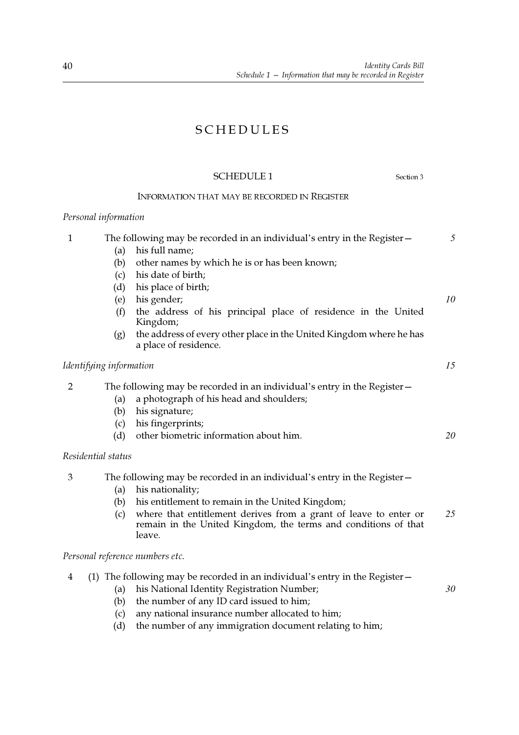# SCHEDULES

## SCHEDULE 1

Section 3

### INFORMATION THAT MAY BE RECORDED IN REGISTER

*Personal information*

1 The following may be recorded in an individual's entry in the Register—

- (a) his full name;
- (b) other names by which he is or has been known;
- (c) his date of birth;
- (d) his place of birth;
- (e) his gender;
- (f) the address of his principal place of residence in the United Kingdom;
- (g) the address of every other place in the United Kingdom where he has a place of residence.

*Identifying information*

2 The following may be recorded in an individual's entry in the Register—

- (a) a photograph of his head and shoulders;
- (b) his signature;
- (c) his fingerprints;
- (d) other biometric information about him.

*Residential status*

3 The following may be recorded in an individual's entry in the Register—

- (a) his nationality;
- (b) his entitlement to remain in the United Kingdom;
- (c) where that entitlement derives from a grant of leave to enter or remain in the United Kingdom, the terms and conditions of that leave.

*Personal reference numbers etc.*

4 (1) The following may be recorded in an individual's entry in the Register—

- (a) his National Identity Registration Number;
- (b) the number of any ID card issued to him;
- (c) any national insurance number allocated to him;
- (d) the number of any immigration document relating to him;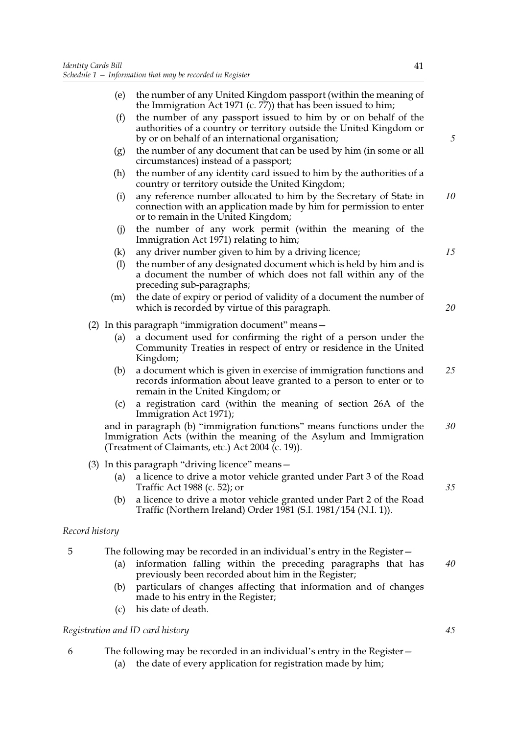(e) the number of any United Kingdom passport (within the meaning of the Immigration Act 1971 (c. 77)) that has been issued to him;

(f) the number of any passport issued to him by or on behalf of the authorities of a country or territory outside the United Kingdom or by or on behalf of an international organisation;

(g) the number of any document that can be used by him (in some or all circumstances) instead of a passport;

(h) the number of any identity card issued to him by the authorities of a country or territory outside the United Kingdom;

(i) any reference number allocated to him by the Secretary of State in connection with an application made by him for permission to enter or to remain in the United Kingdom;

(j) the number of any work permit (within the meaning of the Immigration Act 1971) relating to him;

(k) any driver number given to him by a driving licence;

(l) the number of any designated document which is held by him and is a document the number of which does not fall within any of the preceding sub-paragraphs;

(m) the date of expiry or period of validity of a document the number of which is recorded by virtue of this paragraph.

(2) In this paragraph "immigration document" means—

(a) a document used for confirming the right of a person under the Community Treaties in respect of entry or residence in the United Kingdom;

(b) a document which is given in exercise of immigration functions and records information about leave granted to a person to enter or to remain in the United Kingdom; or

(c) a registration card (within the meaning of section 26A of the Immigration Act 1971);

and in paragraph (b) "immigration functions" means functions under the Immigration Acts (within the meaning of the Asylum and Immigration (Treatment of Claimants, etc.) Act 2004 (c. 19)).

(3) In this paragraph "driving licence" means—

(a) a licence to drive a motor vehicle granted under Part 3 of the Road Traffic Act 1988 (c. 52); or

(b) a licence to drive a motor vehicle granted under Part 2 of the Road Traffic (Northern Ireland) Order 1981 (S.I. 1981/154 (N.I. 1)).

*Record history*

5 The following may be recorded in an individual's entry in the Register—

(a) information falling within the preceding paragraphs that has previously been recorded about him in the Register;

(b) particulars of changes affecting that information and of changes made to his entry in the Register;

(c) his date of death.

*Registration and ID card history*

6 The following may be recorded in an individual's entry in the Register—

(a) the date of every application for registration made by him;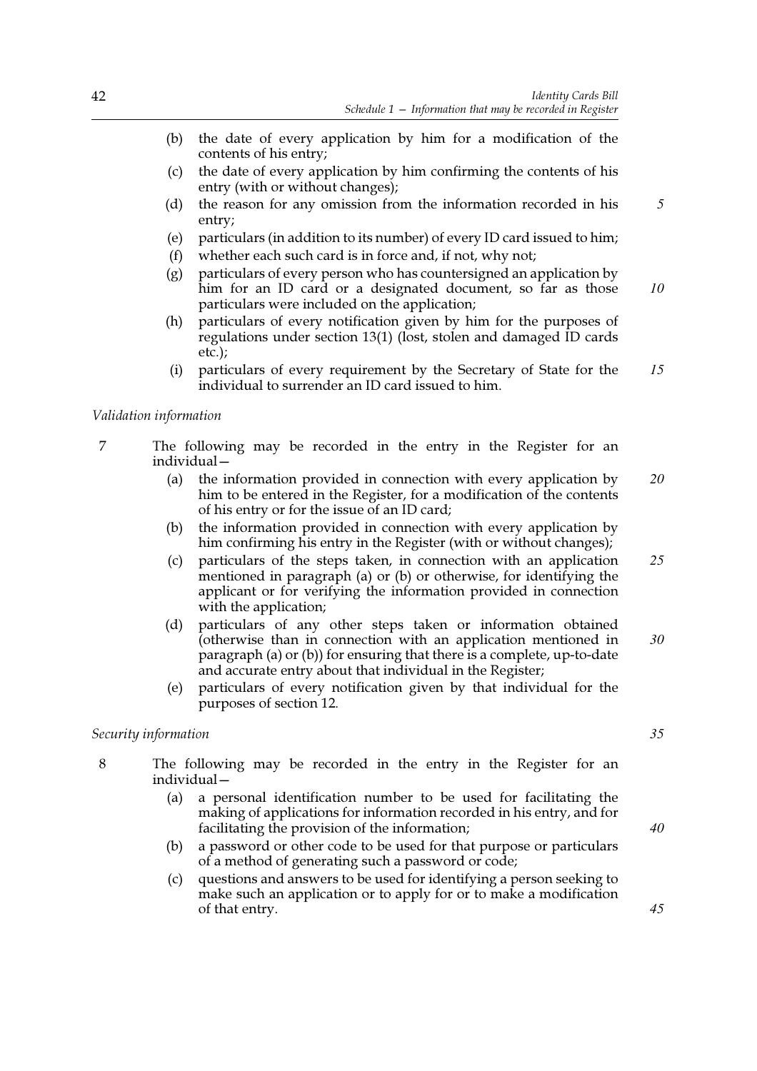- (b) the date of every application by him for a modification of the contents of his entry;
- (c) the date of every application by him confirming the contents of his entry (with or without changes);
- (d) the reason for any omission from the information recorded in his entry;
- (e) particulars (in addition to its number) of every ID card issued to him;
- (f) whether each such card is in force and, if not, why not;
- (g) particulars of every person who has countersigned an application by him for an ID card or a designated document, so far as those particulars were included on the application;
- (h) particulars of every notification given by him for the purposes of regulations under section 13(1) (lost, stolen and damaged ID cards etc.);
- (i) particulars of every requirement by the Secretary of State for the individual to surrender an ID card issued to him.

*Validation information*

7 The following may be recorded in the entry in the Register for an individual—

- (a) the information provided in connection with every application by him to be entered in the Register, for a modification of the contents of his entry or for the issue of an ID card;
- (b) the information provided in connection with every application by him confirming his entry in the Register (with or without changes);
- (c) particulars of the steps taken, in connection with an application mentioned in paragraph (a) or (b) or otherwise, for identifying the applicant or for verifying the information provided in connection with the application;
- (d) particulars of any other steps taken or information obtained (otherwise than in connection with an application mentioned in paragraph (a) or (b)) for ensuring that there is a complete, up-to-date and accurate entry about that individual in the Register;
- (e) particulars of every notification given by that individual for the purposes of section 12.

*Security information*

8 The following may be recorded in the entry in the Register for an individual—

- (a) a personal identification number to be used for facilitating the making of applications for information recorded in his entry, and for facilitating the provision of the information;
- (b) a password or other code to be used for that purpose or particulars of a method of generating such a password or code;
- (c) questions and answers to be used for identifying a person seeking to make such an application or to apply for or to make a modification of that entry.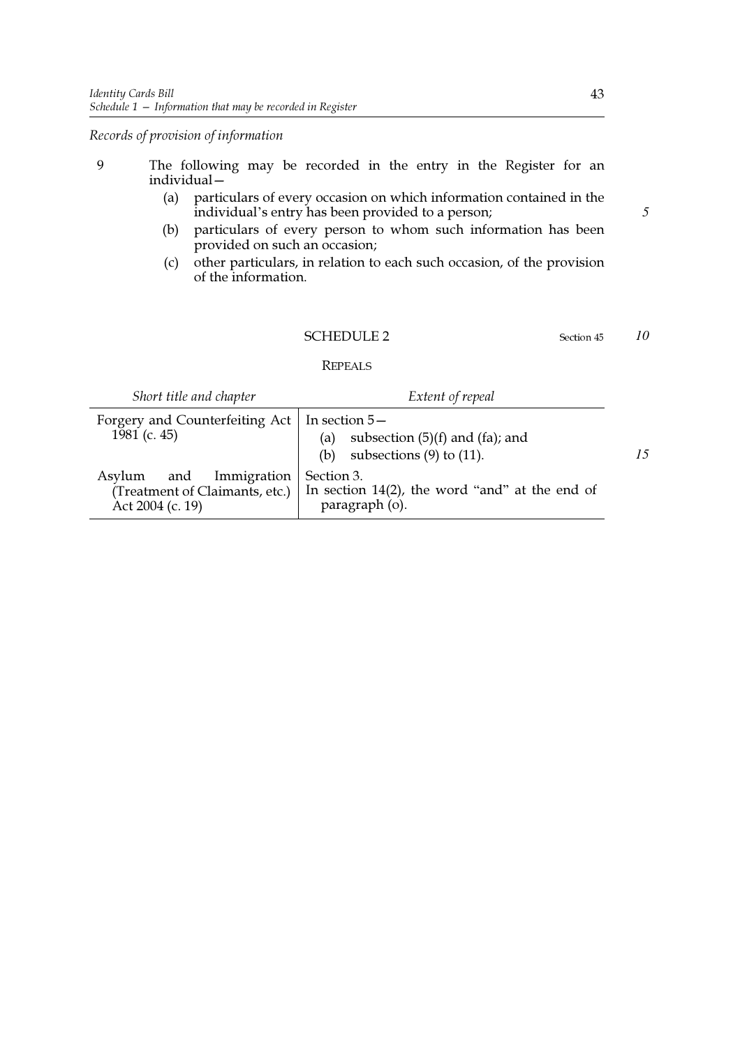*Records of provision of information*

9 The following may be recorded in the entry in the Register for an individual—

(a) particulars of every occasion on which information contained in the individual's entry has been provided to a person;

(b) particulars of every person to whom such information has been provided on such an occasion;

(c) other particulars, in relation to each such occasion, of the provision of the information.

## SCHEDULE 2

Section 45

### REPEALS

| *Short title and chapter* | *Extent of repeal* |
|---|---|
| Forgery and Counterfeiting Act 1981 (c. 45) | In section 5— (a) subsection (5)(f) and (fa); and (b) subsections (9) to (11). |
| Asylum and Immigration (Treatment of Claimants, etc.) Act 2004 (c. 19) | Section 3. In section 14(2), the word "and" at the end of paragraph (o). |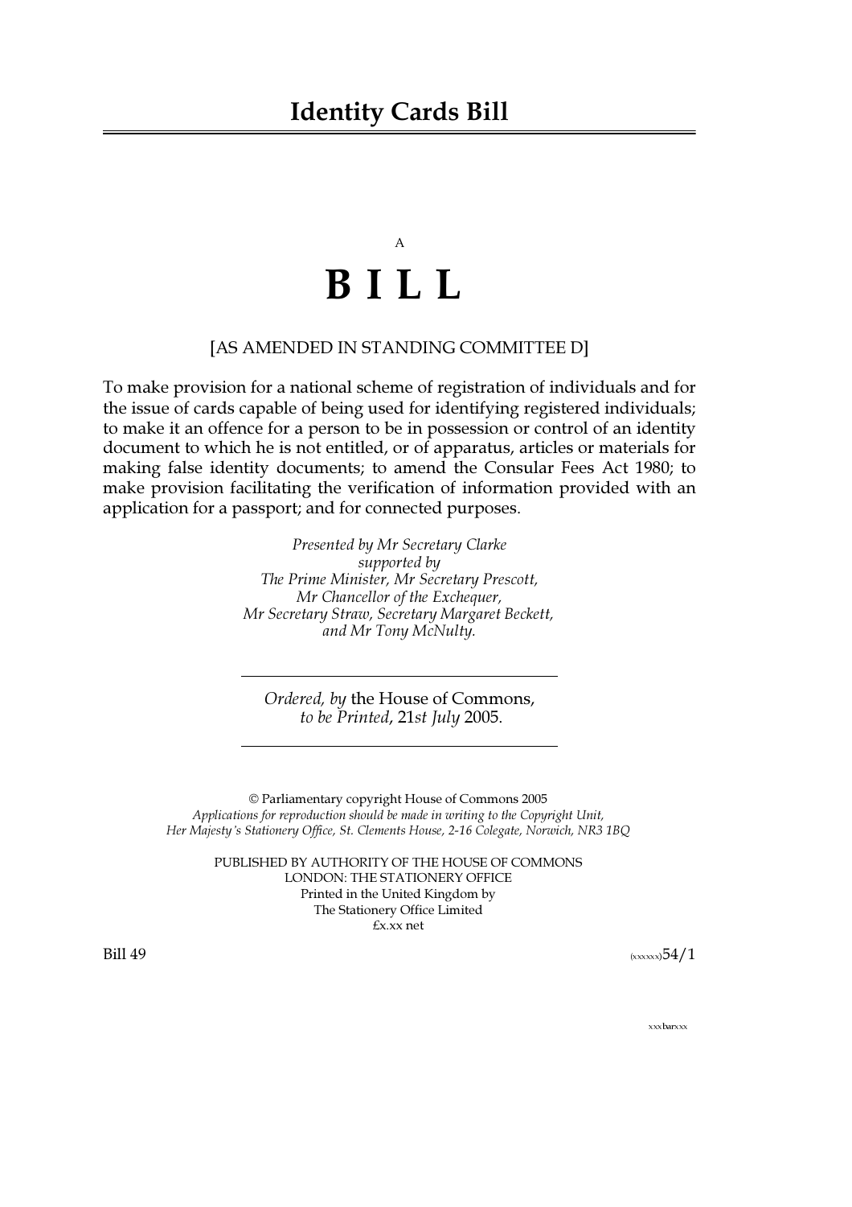# Identity Cards Bill

A

# B I L L

[AS AMENDED IN STANDING COMMITTEE D]

To make provision for a national scheme of registration of individuals and for the issue of cards capable of being used for identifying registered individuals; to make it an offence for a person to be in possession or control of an identity document to which he is not entitled, or of apparatus, articles or materials for making false identity documents; to amend the Consular Fees Act 1980; to make provision facilitating the verification of information provided with an application for a passport; and for connected purposes.

*Presented by Mr Secretary Clarke*
*supported by*
*The Prime Minister, Mr Secretary Prescott,*
*Mr Chancellor of the Exchequer,*
*Mr Secretary Straw, Secretary Margaret Beckett,*
*and Mr Tony McNulty.*

*Ordered, by* the House of Commons,
*to be Printed*, 21*st July* 2005.

© Parliamentary copyright House of Commons 2005
*Applications for reproduction should be made in writing to the Copyright Unit, Her Majesty's Stationery Office, St. Clements House, 2-16 Colegate, Norwich, NR3 1BQ*

PUBLISHED BY AUTHORITY OF THE HOUSE OF COMMONS
LONDON: THE STATIONERY OFFICE
Printed in the United Kingdom by
The Stationery Office Limited
£x.xx net

Bill 49 (xxxxxx)54/1

xxxbarxxx